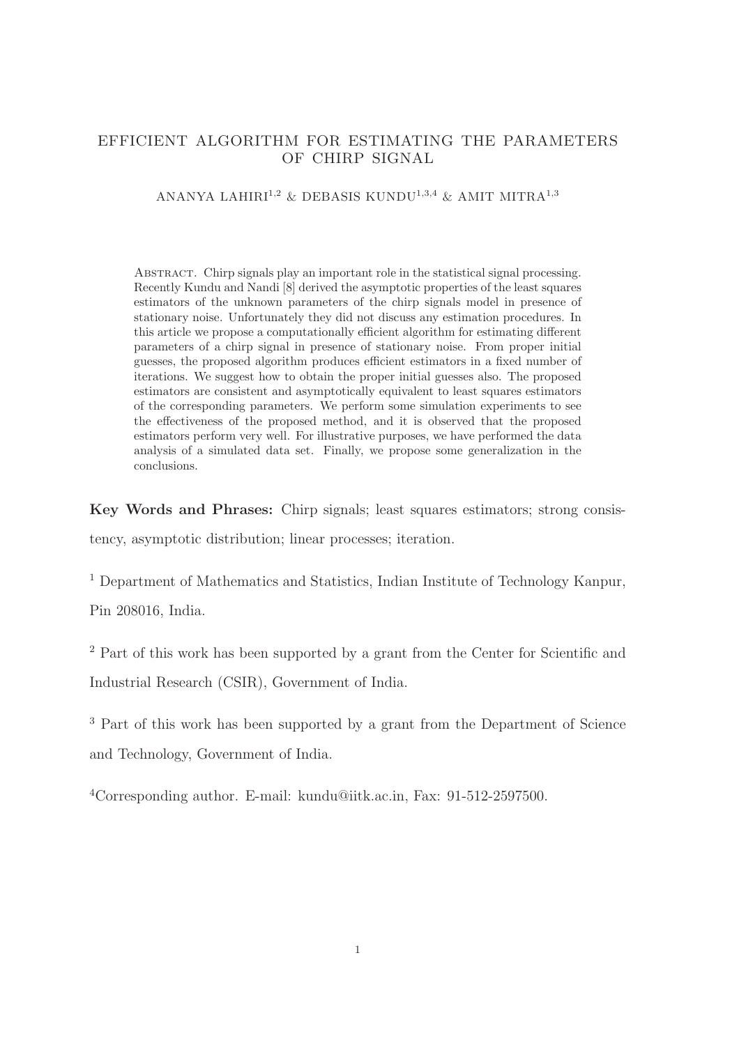# EFFICIENT ALGORITHM FOR ESTIMATING THE PARAMETERS OF CHIRP SIGNAL

ANANYA LAHIRI[1,2] & DEBASIS KUNDU[1,3,4] & AMIT MITRA[1,3]

Abstract. Chirp signals play an important role in the statistical signal processing. Recently Kundu and Nandi [8] derived the asymptotic properties of the least squares estimators of the unknown parameters of the chirp signals model in presence of stationary noise. Unfortunately they did not discuss any estimation procedures. In this article we propose a computationally efficient algorithm for estimating different parameters of a chirp signal in presence of stationary noise. From proper initial guesses, the proposed algorithm produces efficient estimators in a fixed number of iterations. We suggest how to obtain the proper initial guesses also. The proposed estimators are consistent and asymptotically equivalent to least squares estimators of the corresponding parameters. We perform some simulation experiments to see the effectiveness of the proposed method, and it is observed that the proposed estimators perform very well. For illustrative purposes, we have performed the data analysis of a simulated data set. Finally, we propose some generalization in the conclusions.

**Key Words and Phrases:** Chirp signals; least squares estimators; strong consistency, asymptotic distribution; linear processes; iteration.

[1] Department of Mathematics and Statistics, Indian Institute of Technology Kanpur, Pin 208016, India.

[2] Part of this work has been supported by a grant from the Center for Scientific and Industrial Research (CSIR), Government of India.

[3] Part of this work has been supported by a grant from the Department of Science and Technology, Government of India.

[4]Corresponding author. E-mail: kundu@iitk.ac.in, Fax: 91-512-2597500.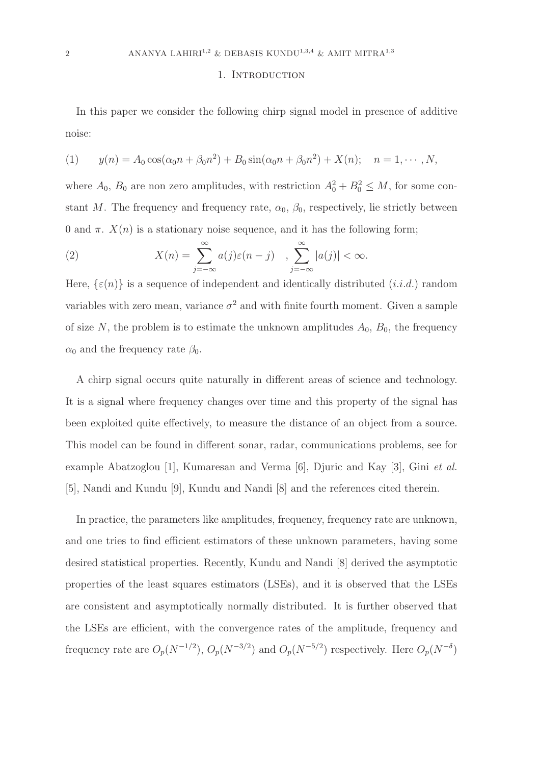## 1. Introduction

In this paper we consider the following chirp signal model in presence of additive noise:

$$y(n) = A_0 \cos(\alpha_0 n + \beta_0 n^2) + B_0 \sin(\alpha_0 n + \beta_0 n^2) + X(n); \quad n = 1, \cdots, N, \tag{1}$$

where $A_0$, $B_0$ are non zero amplitudes, with restriction $A_0^2 + B_0^2 \leq M$, for some constant $M$. The frequency and frequency rate, $\alpha_0$, $\beta_0$, respectively, lie strictly between 0 and $\pi$. $X(n)$ is a stationary noise sequence, and it has the following form;

$$X(n) = \sum_{j=-\infty}^{\infty} a(j)\varepsilon(n-j) \quad , \sum_{j=-\infty}^{\infty} |a(j)| < \infty. \tag{2}$$

Here, $\{\varepsilon(n)\}$ is a sequence of independent and identically distributed (*i.i.d.*) random variables with zero mean, variance $\sigma^2$ and with finite fourth moment. Given a sample of size $N$, the problem is to estimate the unknown amplitudes $A_0$, $B_0$, the frequency $\alpha_0$ and the frequency rate $\beta_0$.

A chirp signal occurs quite naturally in different areas of science and technology. It is a signal where frequency changes over time and this property of the signal has been exploited quite effectively, to measure the distance of an object from a source. This model can be found in different sonar, radar, communications problems, see for example Abatzoglou [1], Kumaresan and Verma [6], Djuric and Kay [3], Gini *et al.* [5], Nandi and Kundu [9], Kundu and Nandi [8] and the references cited therein.

In practice, the parameters like amplitudes, frequency, frequency rate are unknown, and one tries to find efficient estimators of these unknown parameters, having some desired statistical properties. Recently, Kundu and Nandi [8] derived the asymptotic properties of the least squares estimators (LSEs), and it is observed that the LSEs are consistent and asymptotically normally distributed. It is further observed that the LSEs are efficient, with the convergence rates of the amplitude, frequency and frequency rate are $O_p(N^{-1/2})$, $O_p(N^{-3/2})$ and $O_p(N^{-5/2})$ respectively. Here $O_p(N^{-\delta})$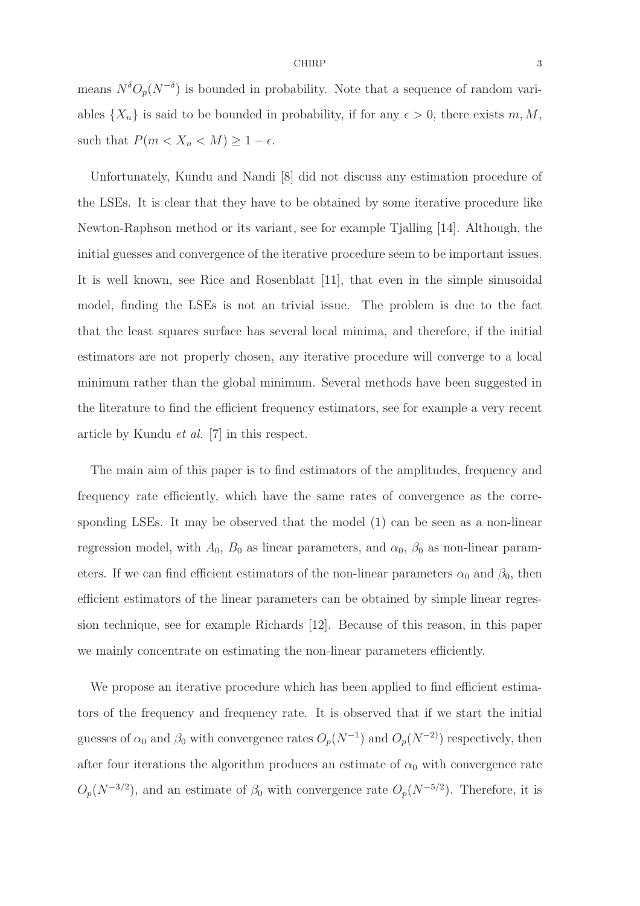means $N^{\delta} O_p(N^{-\delta})$ is bounded in probability. Note that a sequence of random variables $\{X_n\}$ is said to be bounded in probability, if for any $\epsilon > 0$, there exists $m, M$, such that $P(m < X_n < M) \geq 1 - \epsilon$.

Unfortunately, Kundu and Nandi [8] did not discuss any estimation procedure of the LSEs. It is clear that they have to be obtained by some iterative procedure like Newton-Raphson method or its variant, see for example Tjalling [14]. Although, the initial guesses and convergence of the iterative procedure seem to be important issues. It is well known, see Rice and Rosenblatt [11], that even in the simple sinusoidal model, finding the LSEs is not an trivial issue. The problem is due to the fact that the least squares surface has several local minima, and therefore, if the initial estimators are not properly chosen, any iterative procedure will converge to a local minimum rather than the global minimum. Several methods have been suggested in the literature to find the efficient frequency estimators, see for example a very recent article by Kundu *et al.* [7] in this respect.

The main aim of this paper is to find estimators of the amplitudes, frequency and frequency rate efficiently, which have the same rates of convergence as the corresponding LSEs. It may be observed that the model (1) can be seen as a non-linear regression model, with $A_0$, $B_0$ as linear parameters, and $\alpha_0$, $\beta_0$ as non-linear parameters. If we can find efficient estimators of the non-linear parameters $\alpha_0$ and $\beta_0$, then efficient estimators of the linear parameters can be obtained by simple linear regression technique, see for example Richards [12]. Because of this reason, in this paper we mainly concentrate on estimating the non-linear parameters efficiently.

We propose an iterative procedure which has been applied to find efficient estimators of the frequency and frequency rate. It is observed that if we start the initial guesses of $\alpha_0$ and $\beta_0$ with convergence rates $O_p(N^{-1})$ and $O_p(N^{-2})$ respectively, then after four iterations the algorithm produces an estimate of $\alpha_0$ with convergence rate $O_p(N^{-3/2})$, and an estimate of $\beta_0$ with convergence rate $O_p(N^{-5/2})$. Therefore, it is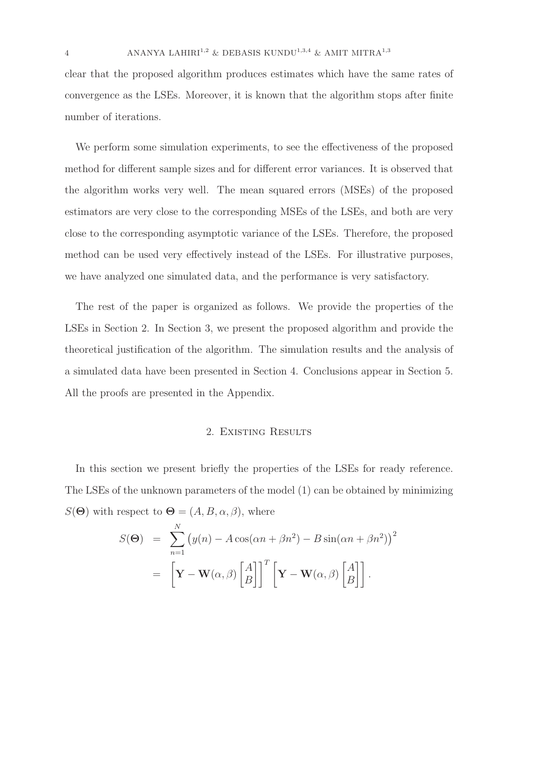clear that the proposed algorithm produces estimates which have the same rates of convergence as the LSEs. Moreover, it is known that the algorithm stops after finite number of iterations.

We perform some simulation experiments, to see the effectiveness of the proposed method for different sample sizes and for different error variances. It is observed that the algorithm works very well. The mean squared errors (MSEs) of the proposed estimators are very close to the corresponding MSEs of the LSEs, and both are very close to the corresponding asymptotic variance of the LSEs. Therefore, the proposed method can be used very effectively instead of the LSEs. For illustrative purposes, we have analyzed one simulated data, and the performance is very satisfactory.

The rest of the paper is organized as follows. We provide the properties of the LSEs in Section 2. In Section 3, we present the proposed algorithm and provide the theoretical justification of the algorithm. The simulation results and the analysis of a simulated data have been presented in Section 4. Conclusions appear in Section 5. All the proofs are presented in the Appendix.

## 2. Existing Results

In this section we present briefly the properties of the LSEs for ready reference. The LSEs of the unknown parameters of the model (1) can be obtained by minimizing $S(\mathbf{\Theta})$ with respect to $\mathbf{\Theta} = (A, B, \alpha, \beta)$, where

$$
\begin{aligned}
S(\mathbf{\Theta}) &= \sum_{n=1}^{N} \left(y(n) - A\cos(\alpha n + \beta n^2) - B\sin(\alpha n + \beta n^2)\right)^2 \\
&= \left[\mathbf{Y} - \mathbf{W}(\alpha, \beta)\begin{bmatrix} A \\ B \end{bmatrix}\right]^T \left[\mathbf{Y} - \mathbf{W}(\alpha, \beta)\begin{bmatrix} A \\ B \end{bmatrix}\right].
\end{aligned}
$$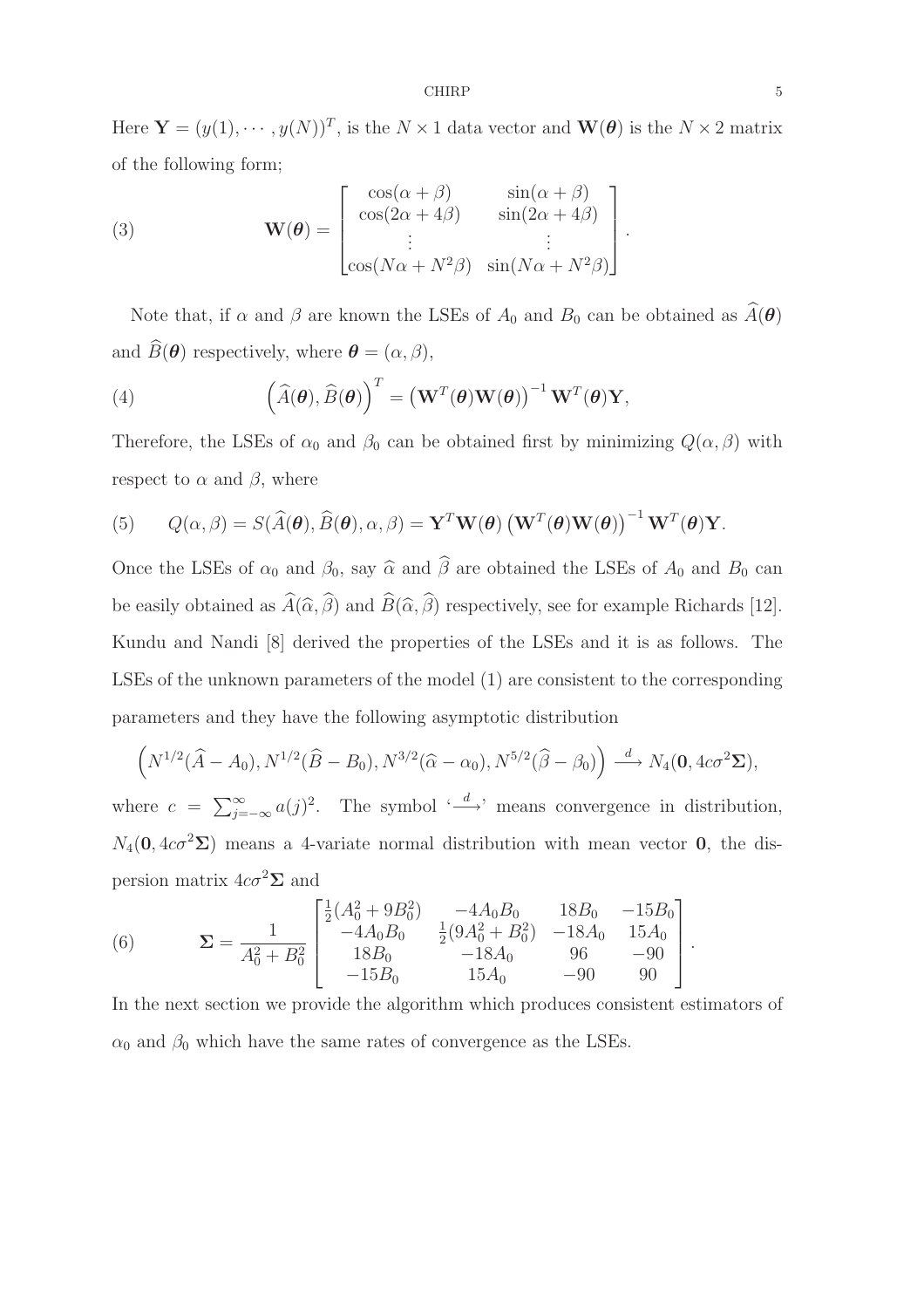Here $\mathbf{Y} = (y(1), \cdots, y(N))^T$, is the $N \times 1$ data vector and $\mathbf{W}(\boldsymbol{\theta})$ is the $N \times 2$ matrix of the following form;

$$
\mathbf{W}(\boldsymbol{\theta}) = \begin{bmatrix} \cos(\alpha+\beta) & \sin(\alpha+\beta) \\ \cos(2\alpha+4\beta) & \sin(2\alpha+4\beta) \\ \vdots & \vdots \\ \cos(N\alpha+N^2\beta) & \sin(N\alpha+N^2\beta) \end{bmatrix}. \tag{3}
$$

Note that, if $\alpha$ and $\beta$ are known the LSEs of $A_0$ and $B_0$ can be obtained as $\widehat{A}(\boldsymbol{\theta})$ and $\widehat{B}(\boldsymbol{\theta})$ respectively, where $\boldsymbol{\theta} = (\alpha, \beta)$,

$$
\left(\widehat{A}(\boldsymbol{\theta}), \widehat{B}(\boldsymbol{\theta})\right)^T = \left(\mathbf{W}^T(\boldsymbol{\theta})\mathbf{W}(\boldsymbol{\theta})\right)^{-1}\mathbf{W}^T(\boldsymbol{\theta})\mathbf{Y}, \tag{4}
$$

Therefore, the LSEs of $\alpha_0$ and $\beta_0$ can be obtained first by minimizing $Q(\alpha, \beta)$ with respect to $\alpha$ and $\beta$, where

$$
Q(\alpha,\beta) = S(\widehat{A}(\boldsymbol{\theta}), \widehat{B}(\boldsymbol{\theta}), \alpha, \beta) = \mathbf{Y}^T\mathbf{W}(\boldsymbol{\theta})\left(\mathbf{W}^T(\boldsymbol{\theta})\mathbf{W}(\boldsymbol{\theta})\right)^{-1}\mathbf{W}^T(\boldsymbol{\theta})\mathbf{Y}. \tag{5}
$$

Once the LSEs of $\alpha_0$ and $\beta_0$, say $\widehat{\alpha}$ and $\widehat{\beta}$ are obtained the LSEs of $A_0$ and $B_0$ can be easily obtained as $\widehat{A}(\widehat{\alpha}, \widehat{\beta})$ and $\widehat{B}(\widehat{\alpha}, \widehat{\beta})$ respectively, see for example Richards [12]. Kundu and Nandi [8] derived the properties of the LSEs and it is as follows. The LSEs of the unknown parameters of the model (1) are consistent to the corresponding parameters and they have the following asymptotic distribution

$$
\left(N^{1/2}(\widehat{A} - A_0), N^{1/2}(\widehat{B} - B_0), N^{3/2}(\widehat{\alpha} - \alpha_0), N^{5/2}(\widehat{\beta} - \beta_0)\right) \xrightarrow{d} N_4(\mathbf{0}, 4c\sigma^2\mathbf{\Sigma}),
$$

where $c = \sum_{j=-\infty}^{\infty} a(j)^2$. The symbol '$\xrightarrow{d}$' means convergence in distribution, $N_4(\mathbf{0}, 4c\sigma^2\mathbf{\Sigma})$ means a 4-variate normal distribution with mean vector $\mathbf{0}$, the dispersion matrix $4c\sigma^2\mathbf{\Sigma}$ and

$$
\mathbf{\Sigma} = \frac{1}{A_0^2 + B_0^2}\begin{bmatrix} \frac{1}{2}(A_0^2 + 9B_0^2) & -4A_0B_0 & 18B_0 & -15B_0 \\ -4A_0B_0 & \frac{1}{2}(9A_0^2 + B_0^2) & -18A_0 & 15A_0 \\ 18B_0 & -18A_0 & 96 & -90 \\ -15B_0 & 15A_0 & -90 & 90 \end{bmatrix}. \tag{6}
$$

In the next section we provide the algorithm which produces consistent estimators of $\alpha_0$ and $\beta_0$ which have the same rates of convergence as the LSEs.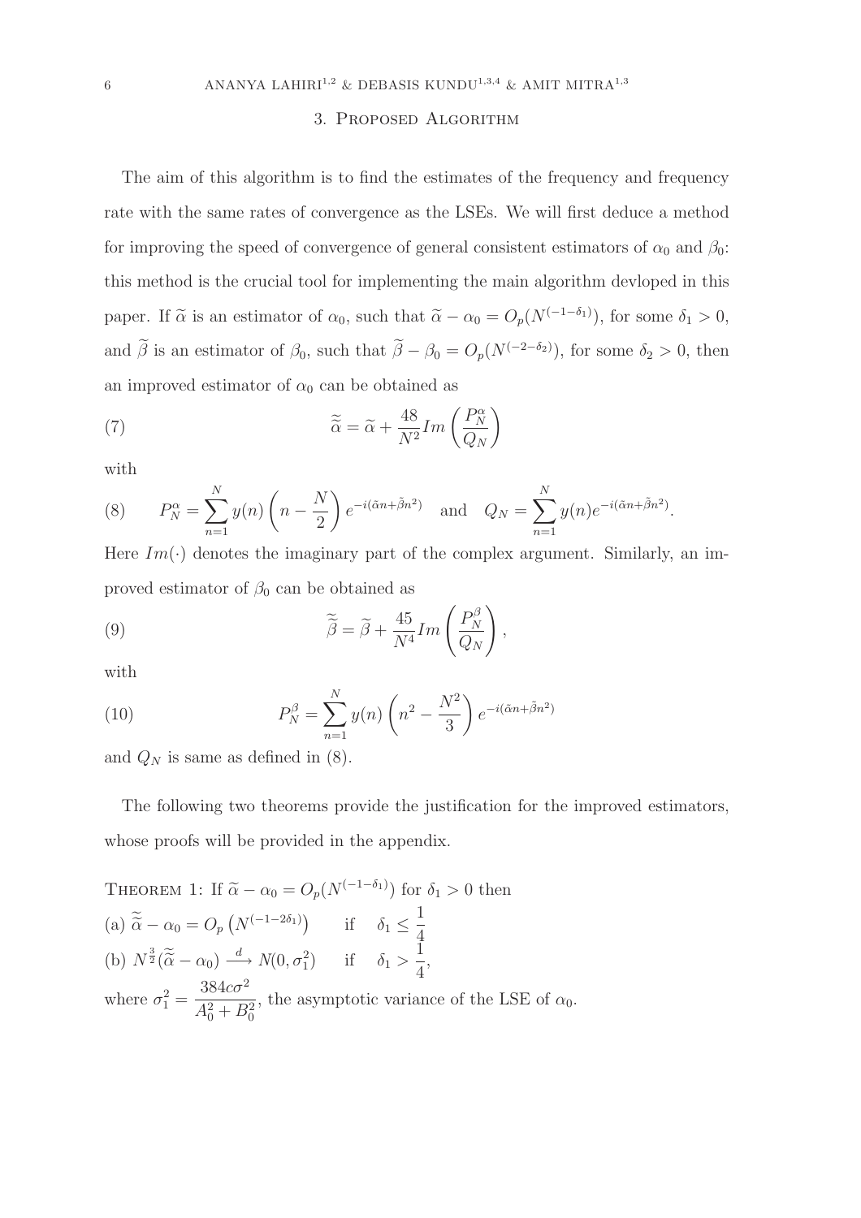## 3. Proposed Algorithm

The aim of this algorithm is to find the estimates of the frequency and frequency rate with the same rates of convergence as the LSEs. We will first deduce a method for improving the speed of convergence of general consistent estimators of $\alpha_0$ and $\beta_0$: this method is the crucial tool for implementing the main algorithm devloped in this paper. If $\widetilde{\alpha}$ is an estimator of $\alpha_0$, such that $\widetilde{\alpha} - \alpha_0 = O_p(N^{(-1-\delta_1)})$, for some $\delta_1 > 0$, and $\widetilde{\beta}$ is an estimator of $\beta_0$, such that $\widetilde{\beta} - \beta_0 = O_p(N^{(-2-\delta_2)})$, for some $\delta_2 > 0$, then an improved estimator of $\alpha_0$ can be obtained as

$$\widetilde{\widetilde{\alpha}} = \widetilde{\alpha} + \frac{48}{N^2} Im\left(\frac{P_N^{\alpha}}{Q_N}\right) \tag{7}$$

with

$$P_N^{\alpha} = \sum_{n=1}^{N} y(n)\left(n - \frac{N}{2}\right) e^{-i(\tilde{\alpha}n + \tilde{\beta}n^2)} \quad \text{and} \quad Q_N = \sum_{n=1}^{N} y(n) e^{-i(\tilde{\alpha}n + \tilde{\beta}n^2)}. \tag{8}$$

Here $Im(\cdot)$ denotes the imaginary part of the complex argument. Similarly, an improved estimator of $\beta_0$ can be obtained as

$$\widetilde{\widetilde{\beta}} = \widetilde{\beta} + \frac{45}{N^4} Im\left(\frac{P_N^{\beta}}{Q_N}\right), \tag{9}$$

with

$$P_N^{\beta} = \sum_{n=1}^{N} y(n)\left(n^2 - \frac{N^2}{3}\right) e^{-i(\tilde{\alpha}n + \tilde{\beta}n^2)} \tag{10}$$

and $Q_N$ is same as defined in (8).

The following two theorems provide the justification for the improved estimators, whose proofs will be provided in the appendix.

Theorem 1: If $\widetilde{\alpha} - \alpha_0 = O_p(N^{(-1-\delta_1)})$ for $\delta_1 > 0$ then

(a) $\widetilde{\widetilde{\alpha}} - \alpha_0 = O_p\left(N^{(-1-2\delta_1)}\right) \quad$ if $\quad \delta_1 \leq \frac{1}{4}$

(b) $N^{\frac{3}{2}}(\widetilde{\widetilde{\alpha}} - \alpha_0) \xrightarrow{d} N(0, \sigma_1^2) \quad$ if $\quad \delta_1 > \frac{1}{4}$,

where $\sigma_1^2 = \dfrac{384c\sigma^2}{A_0^2 + B_0^2}$, the asymptotic variance of the LSE of $\alpha_0$.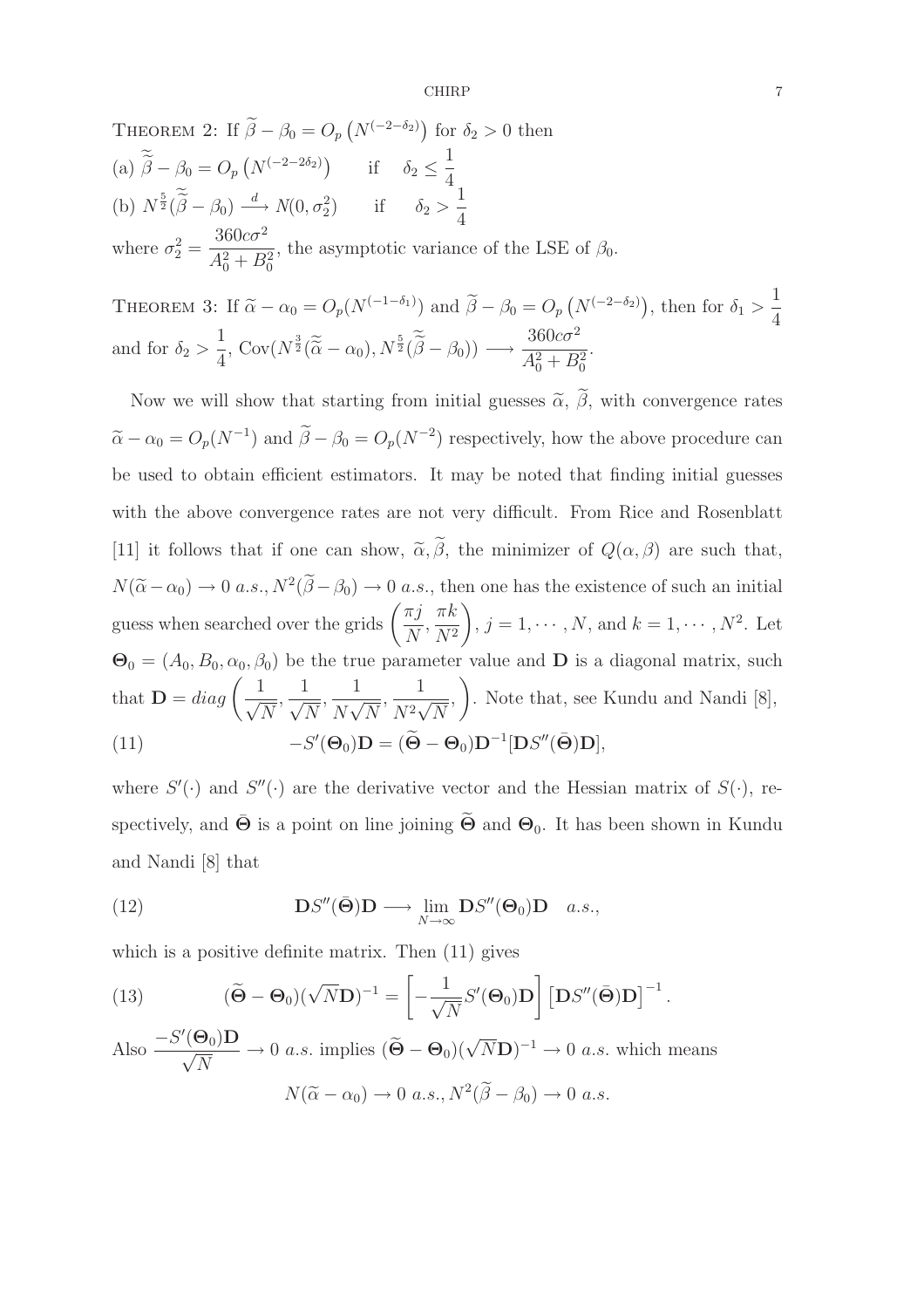THEOREM 2: If $\widetilde{\beta} - \beta_0 = O_p\left(N^{(-2-\delta_2)}\right)$ for $\delta_2 > 0$ then

(a) $\widetilde{\widetilde{\beta}} - \beta_0 = O_p\left(N^{(-2-2\delta_2)}\right) \qquad \text{if} \quad \delta_2 \leq \dfrac{1}{4}$

(b) $N^{\frac{5}{2}}(\widetilde{\widetilde{\beta}} - \beta_0) \xrightarrow{d} N(0, \sigma_2^2) \qquad \text{if} \quad \delta_2 > \dfrac{1}{4}$

where $\sigma_2^2 = \dfrac{360c\sigma^2}{A_0^2 + B_0^2}$, the asymptotic variance of the LSE of $\beta_0$.

THEOREM 3: If $\widetilde{\alpha} - \alpha_0 = O_p(N^{(-1-\delta_1)})$ and $\widetilde{\beta} - \beta_0 = O_p\left(N^{(-2-\delta_2)}\right)$, then for $\delta_1 > \dfrac{1}{4}$ and for $\delta_2 > \dfrac{1}{4}$, $\text{Cov}(N^{\frac{3}{2}}(\widetilde{\widetilde{\alpha}} - \alpha_0), N^{\frac{5}{2}}(\widetilde{\widetilde{\beta}} - \beta_0)) \longrightarrow \dfrac{360c\sigma^2}{A_0^2 + B_0^2}$.

Now we will show that starting from initial guesses $\widetilde{\alpha}$, $\widetilde{\beta}$, with convergence rates $\widetilde{\alpha} - \alpha_0 = O_p(N^{-1})$ and $\widetilde{\beta} - \beta_0 = O_p(N^{-2})$ respectively, how the above procedure can be used to obtain efficient estimators. It may be noted that finding initial guesses with the above convergence rates are not very difficult. From Rice and Rosenblatt [11] it follows that if one can show, $\widetilde{\alpha}, \widetilde{\beta}$, the minimizer of $Q(\alpha, \beta)$ are such that, $N(\widetilde{\alpha} - \alpha_0) \rightarrow 0 \; a.s., N^2(\widetilde{\beta} - \beta_0) \rightarrow 0 \; a.s.$, then one has the existence of such an initial guess when searched over the grids $\left(\dfrac{\pi j}{N}, \dfrac{\pi k}{N^2}\right)$, $j = 1, \cdots, N$, and $k = 1, \cdots, N^2$. Let $\mathbf{\Theta}_0 = (A_0, B_0, \alpha_0, \beta_0)$ be the true parameter value and $\mathbf{D}$ is a diagonal matrix, such that $\mathbf{D} = diag\left(\dfrac{1}{\sqrt{N}}, \dfrac{1}{\sqrt{N}}, \dfrac{1}{N\sqrt{N}}, \dfrac{1}{N^2\sqrt{N}},\right)$. Note that, see Kundu and Nandi [8],

$$-S'(\mathbf{\Theta}_0)\mathbf{D} = (\widetilde{\mathbf{\Theta}} - \mathbf{\Theta}_0)\mathbf{D}^{-1}[\mathbf{D}S''(\bar{\mathbf{\Theta}})\mathbf{D}], \tag{11}$$

where $S'(\cdot)$ and $S''(\cdot)$ are the derivative vector and the Hessian matrix of $S(\cdot)$, respectively, and $\bar{\mathbf{\Theta}}$ is a point on line joining $\widetilde{\mathbf{\Theta}}$ and $\mathbf{\Theta}_0$. It has been shown in Kundu and Nandi [8] that

$$\mathbf{D}S''(\bar{\mathbf{\Theta}})\mathbf{D} \longrightarrow \lim_{N \to \infty} \mathbf{D}S''(\mathbf{\Theta}_0)\mathbf{D} \quad a.s., \tag{12}$$

which is a positive definite matrix. Then (11) gives

$$(\widetilde{\mathbf{\Theta}} - \mathbf{\Theta}_0)(\sqrt{N}\mathbf{D})^{-1} = \left[-\frac{1}{\sqrt{N}}S'(\mathbf{\Theta}_0)\mathbf{D}\right]\left[\mathbf{D}S''(\bar{\mathbf{\Theta}})\mathbf{D}\right]^{-1}. \tag{13}$$

Also $\dfrac{-S'(\mathbf{\Theta}_0)\mathbf{D}}{\sqrt{N}} \rightarrow 0 \; a.s.$ implies $(\widetilde{\mathbf{\Theta}} - \mathbf{\Theta}_0)(\sqrt{N}\mathbf{D})^{-1} \rightarrow 0 \; a.s.$ which means

$$N(\widetilde{\alpha} - \alpha_0) \rightarrow 0 \; a.s., N^2(\widetilde{\beta} - \beta_0) \rightarrow 0 \; a.s.$$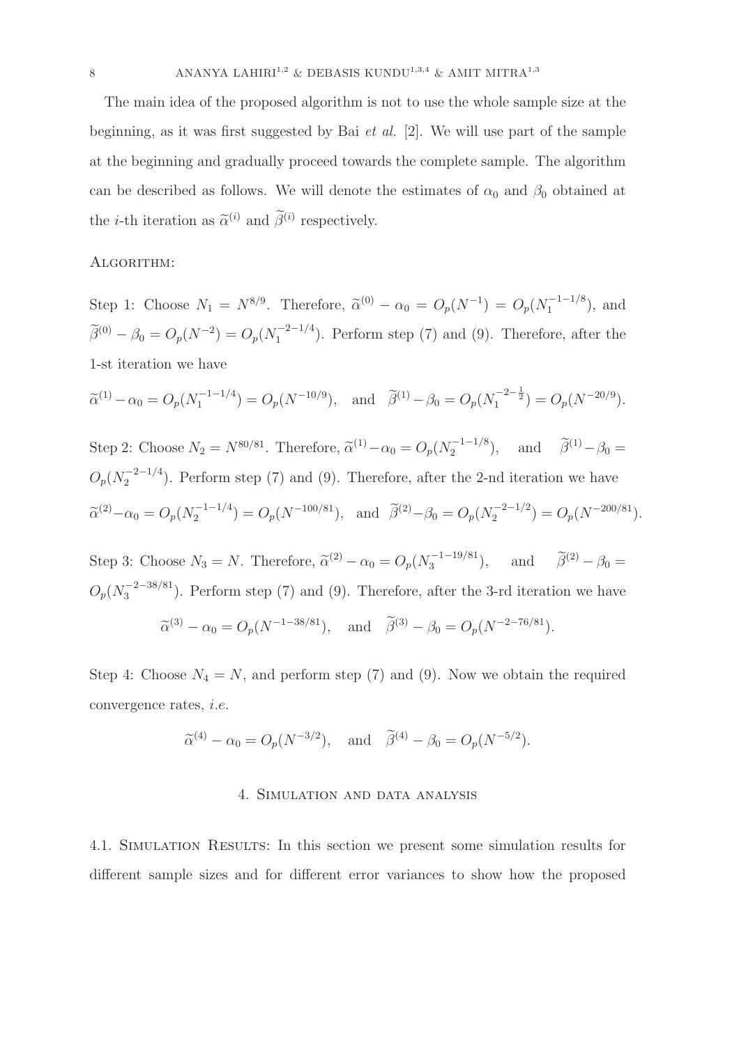The main idea of the proposed algorithm is not to use the whole sample size at the beginning, as it was first suggested by Bai *et al.* [2]. We will use part of the sample at the beginning and gradually proceed towards the complete sample. The algorithm can be described as follows. We will denote the estimates of $\alpha_0$ and $\beta_0$ obtained at the $i$-th iteration as $\widetilde{\alpha}^{(i)}$ and $\widetilde{\beta}^{(i)}$ respectively.

ALGORITHM:

Step 1: Choose $N_1 = N^{8/9}$. Therefore, $\widetilde{\alpha}^{(0)} - \alpha_0 = O_p(N^{-1}) = O_p(N_1^{-1-1/8})$, and $\widetilde{\beta}^{(0)} - \beta_0 = O_p(N^{-2}) = O_p(N_1^{-2-1/4})$. Perform step (7) and (9). Therefore, after the 1-st iteration we have

$$\widetilde{\alpha}^{(1)} - \alpha_0 = O_p(N_1^{-1-1/4}) = O_p(N^{-10/9}), \quad \text{and} \quad \widetilde{\beta}^{(1)} - \beta_0 = O_p(N_1^{-2-\frac{1}{2}}) = O_p(N^{-20/9}).$$

Step 2: Choose $N_2 = N^{80/81}$. Therefore, $\widetilde{\alpha}^{(1)} - \alpha_0 = O_p(N_2^{-1-1/8})$, and $\widetilde{\beta}^{(1)} - \beta_0 = O_p(N_2^{-2-1/4})$. Perform step (7) and (9). Therefore, after the 2-nd iteration we have

$$\widetilde{\alpha}^{(2)} - \alpha_0 = O_p(N_2^{-1-1/4}) = O_p(N^{-100/81}), \quad \text{and} \quad \widetilde{\beta}^{(2)} - \beta_0 = O_p(N_2^{-2-1/2}) = O_p(N^{-200/81}).$$

Step 3: Choose $N_3 = N$. Therefore, $\widetilde{\alpha}^{(2)} - \alpha_0 = O_p(N_3^{-1-19/81})$, and $\widetilde{\beta}^{(2)} - \beta_0 = O_p(N_3^{-2-38/81})$. Perform step (7) and (9). Therefore, after the 3-rd iteration we have

$$\widetilde{\alpha}^{(3)} - \alpha_0 = O_p(N^{-1-38/81}), \quad \text{and} \quad \widetilde{\beta}^{(3)} - \beta_0 = O_p(N^{-2-76/81}).$$

Step 4: Choose $N_4 = N$, and perform step (7) and (9). Now we obtain the required convergence rates, *i.e.*

$$\widetilde{\alpha}^{(4)} - \alpha_0 = O_p(N^{-3/2}), \quad \text{and} \quad \widetilde{\beta}^{(4)} - \beta_0 = O_p(N^{-5/2}).$$

## 4. Simulation and data analysis

4.1. Simulation Results: In this section we present some simulation results for different sample sizes and for different error variances to show how the proposed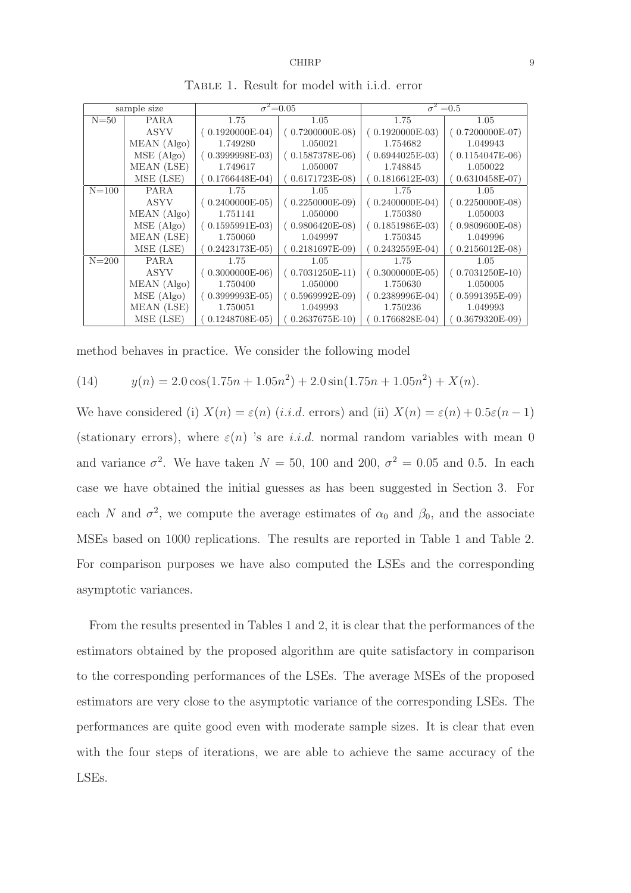Table 1. Result for model with i.i.d. error

| sample size | | $\sigma^2$=0.05 | | $\sigma^2$ =0.5 | |
|---|---|---|---|---|---|
| N=50 | PARA | 1.75 | 1.05 | 1.75 | 1.05 |
| | ASYV | ( 0.1920000E-04) | ( 0.7200000E-08) | ( 0.1920000E-03) | ( 0.7200000E-07) |
| | MEAN (Algo) | 1.749280 | 1.050021 | 1.754682 | 1.049943 |
| | MSE (Algo) | ( 0.3999998E-03) | ( 0.1587378E-06) | ( 0.6944025E-03) | ( 0.1154047E-06) |
| | MEAN (LSE) | 1.749617 | 1.050007 | 1.748845 | 1.050022 |
| | MSE (LSE) | ( 0.1766448E-04) | ( 0.6171723E-08) | ( 0.1816612E-03) | ( 0.6310458E-07) |
| N=100 | PARA | 1.75 | 1.05 | 1.75 | 1.05 |
| | ASYV | ( 0.2400000E-05) | ( 0.2250000E-09) | ( 0.2400000E-04) | ( 0.2250000E-08) |
| | MEAN (Algo) | 1.751141 | 1.050000 | 1.750380 | 1.050003 |
| | MSE (Algo) | ( 0.1595991E-03) | ( 0.9806420E-08) | ( 0.1851986E-03) | ( 0.9809600E-08) |
| | MEAN (LSE) | 1.750060 | 1.049997 | 1.750345 | 1.049996 |
| | MSE (LSE) | ( 0.2423173E-05) | ( 0.2181697E-09) | ( 0.2432559E-04) | ( 0.2156012E-08) |
| N=200 | PARA | 1.75 | 1.05 | 1.75 | 1.05 |
| | ASYV | ( 0.3000000E-06) | ( 0.7031250E-11) | ( 0.3000000E-05) | ( 0.7031250E-10) |
| | MEAN (Algo) | 1.750400 | 1.050000 | 1.750630 | 1.050005 |
| | MSE (Algo) | ( 0.3999993E-05) | ( 0.5969992E-09) | ( 0.2389996E-04) | ( 0.5991395E-09) |
| | MEAN (LSE) | 1.750051 | 1.049993 | 1.750236 | 1.049993 |
| | MSE (LSE) | ( 0.1248708E-05) | ( 0.2637675E-10) | ( 0.1766828E-04) | ( 0.3679320E-09) |

method behaves in practice. We consider the following model

$$y(n) = 2.0\cos(1.75n + 1.05n^2) + 2.0\sin(1.75n + 1.05n^2) + X(n). \tag{14}$$

We have considered (i) $X(n) = \varepsilon(n)$ (*i.i.d.* errors) and (ii) $X(n) = \varepsilon(n) + 0.5\varepsilon(n-1)$ (stationary errors), where $\varepsilon(n)$ 's are *i.i.d.* normal random variables with mean 0 and variance $\sigma^2$. We have taken $N = 50$, 100 and 200, $\sigma^2 = 0.05$ and 0.5. In each case we have obtained the initial guesses as has been suggested in Section 3. For each $N$ and $\sigma^2$, we compute the average estimates of $\alpha_0$ and $\beta_0$, and the associate MSEs based on 1000 replications. The results are reported in Table 1 and Table 2. For comparison purposes we have also computed the LSEs and the corresponding asymptotic variances.

From the results presented in Tables 1 and 2, it is clear that the performances of the estimators obtained by the proposed algorithm are quite satisfactory in comparison to the corresponding performances of the LSEs. The average MSEs of the proposed estimators are very close to the asymptotic variance of the corresponding LSEs. The performances are quite good even with moderate sample sizes. It is clear that even with the four steps of iterations, we are able to achieve the same accuracy of the LSEs.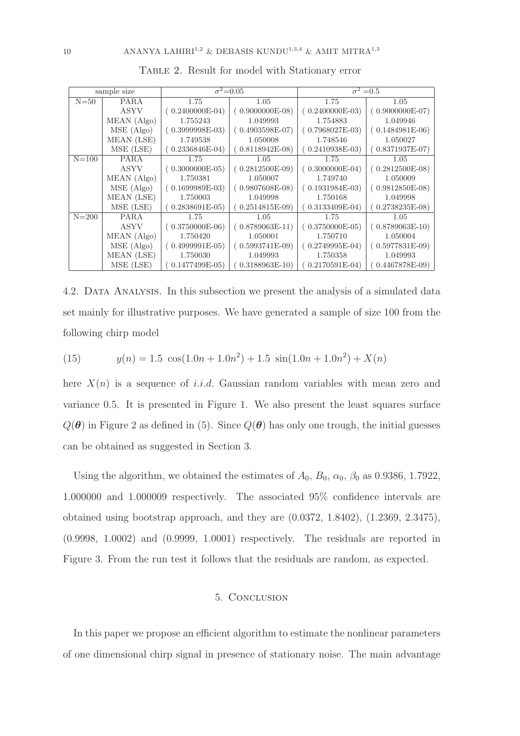Table 2. Result for model with Stationary error

| sample size | | $\sigma^2$=0.05 | | $\sigma^2$ =0.5 | |
|---|---|---|---|---|---|
| N=50 | PARA | 1.75 | 1.05 | 1.75 | 1.05 |
| | ASYV | ( 0.2400000E-04) | ( 0.9000000E-08) | ( 0.2400000E-03) | ( 0.9000000E-07) |
| | MEAN (Algo) | 1.755243 | 1.049993 | 1.754883 | 1.049946 |
| | MSE (Algo) | ( 0.3999998E-03) | ( 0.4903598E-07) | ( 0.7968027E-03) | ( 0.1484981E-06) |
| | MEAN (LSE) | 1.749538 | 1.050008 | 1.748546 | 1.050027 |
| | MSE (LSE) | ( 0.2336846E-04) | ( 0.8118942E-08) | ( 0.2410938E-03) | ( 0.8371937E-07) |
| N=100 | PARA | 1.75 | 1.05 | 1.75 | 1.05 |
| | ASYV | ( 0.3000000E-05) | ( 0.2812500E-09) | ( 0.3000000E-04) | ( 0.2812500E-08) |
| | MEAN (Algo) | 1.750381 | 1.050007 | 1.749740 | 1.050009 |
| | MSE (Algo) | ( 0.1699989E-03) | ( 0.9807608E-08) | ( 0.1931984E-03) | ( 0.9812850E-08) |
| | MEAN (LSE) | 1.750003 | 1.049998 | 1.750168 | 1.049998 |
| | MSE (LSE) | ( 0.2838691E-05) | ( 0.2514815E-09) | ( 0.3133409E-04) | ( 0.2738235E-08) |
| N=200 | PARA | 1.75 | 1.05 | 1.75 | 1.05 |
| | ASYV | ( 0.3750000E-06) | ( 0.8789063E-11) | ( 0.3750000E-05) | ( 0.8789063E-10) |
| | MEAN (Algo) | 1.750420 | 1.050001 | 1.750710 | 1.050004 |
| | MSE (Algo) | ( 0.4999991E-05) | ( 0.5993741E-09) | ( 0.2749995E-04) | ( 0.5977831E-09) |
| | MEAN (LSE) | 1.750030 | 1.049993 | 1.750358 | 1.049993 |
| | MSE (LSE) | ( 0.1477499E-05) | ( 0.3188963E-10) | ( 0.2170591E-04) | ( 0.4467878E-09) |

4.2. Data Analysis. In this subsection we present the analysis of a simulated data set mainly for illustrative purposes. We have generated a sample of size 100 from the following chirp model

$$y(n) = 1.5\ \cos(1.0n + 1.0n^2) + 1.5\ \sin(1.0n + 1.0n^2) + X(n) \tag{15}$$

here $X(n)$ is a sequence of *i.i.d.* Gaussian random variables with mean zero and variance 0.5. It is presented in Figure 1. We also present the least squares surface $Q(\boldsymbol{\theta})$ in Figure 2 as defined in (5). Since $Q(\boldsymbol{\theta})$ has only one trough, the initial guesses can be obtained as suggested in Section 3.

Using the algorithm, we obtained the estimates of $A_0$, $B_0$, $\alpha_0$, $\beta_0$ as 0.9386, 1.7922, 1.000000 and 1.000009 respectively. The associated 95% confidence intervals are obtained using bootstrap approach, and they are (0.0372, 1.8402), (1.2369, 2.3475), (0.9998, 1.0002) and (0.9999, 1.0001) respectively. The residuals are reported in Figure 3. From the run test it follows that the residuals are random, as expected.

## 5. Conclusion

In this paper we propose an efficient algorithm to estimate the nonlinear parameters of one dimensional chirp signal in presence of stationary noise. The main advantage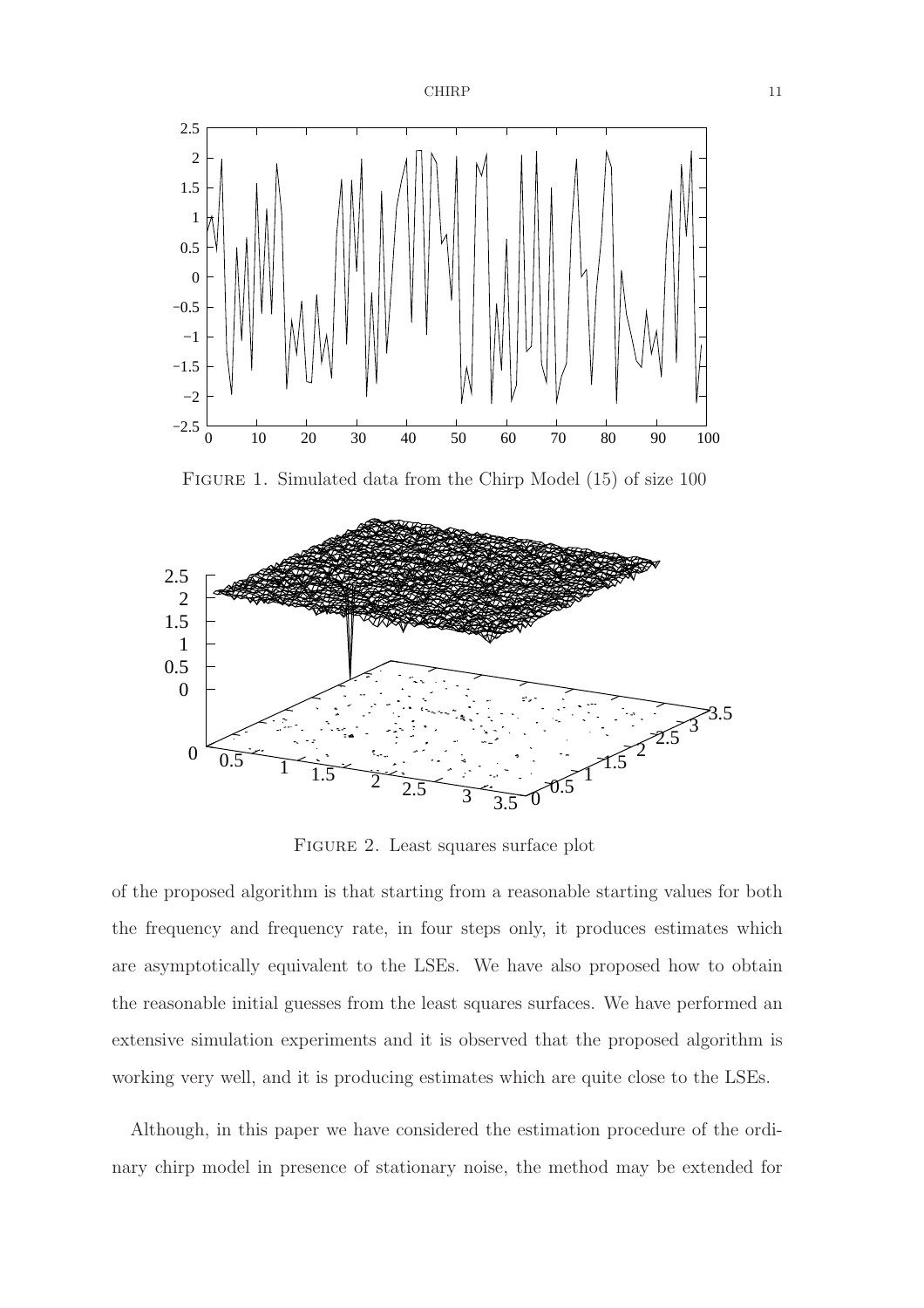FIGURE 1. Simulated data from the Chirp Model (15) of size 100

FIGURE 2. Least squares surface plot

of the proposed algorithm is that starting from a reasonable starting values for both the frequency and frequency rate, in four steps only, it produces estimates which are asymptotically equivalent to the LSEs. We have also proposed how to obtain the reasonable initial guesses from the least squares surfaces. We have performed an extensive simulation experiments and it is observed that the proposed algorithm is working very well, and it is producing estimates which are quite close to the LSEs.

Although, in this paper we have considered the estimation procedure of the ordinary chirp model in presence of stationary noise, the method may be extended for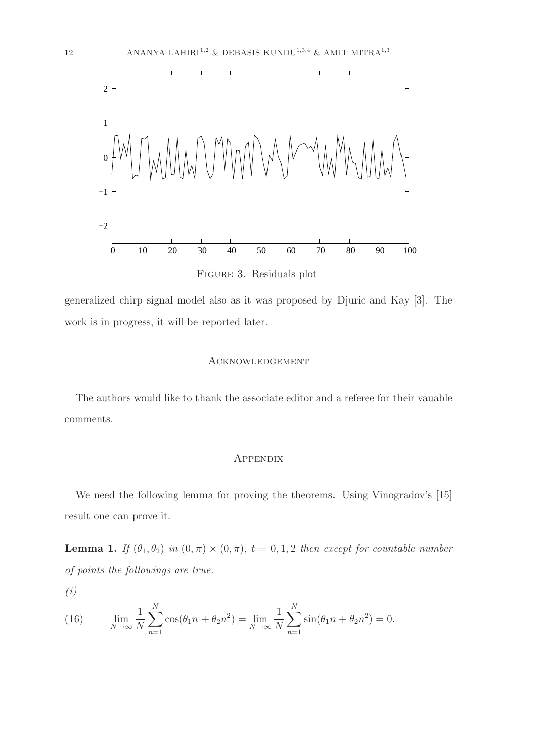Figure 3. Residuals plot

generalized chirp signal model also as it was proposed by Djuric and Kay [3]. The work is in progress, it will be reported later.

## Acknowledgement

The authors would like to thank the associate editor and a referee for their vauable comments.

## Appendix

We need the following lemma for proving the theorems. Using Vinogradov's [15] result one can prove it.

**Lemma 1.** *If $(\theta_1, \theta_2)$ in $(0, \pi) \times (0, \pi)$, $t = 0, 1, 2$ then except for countable number of points the followings are true.*

*(i)*

$$\lim_{N \to \infty} \frac{1}{N} \sum_{n=1}^{N} \cos(\theta_1 n + \theta_2 n^2) = \lim_{N \to \infty} \frac{1}{N} \sum_{n=1}^{N} \sin(\theta_1 n + \theta_2 n^2) = 0. \tag{16}$$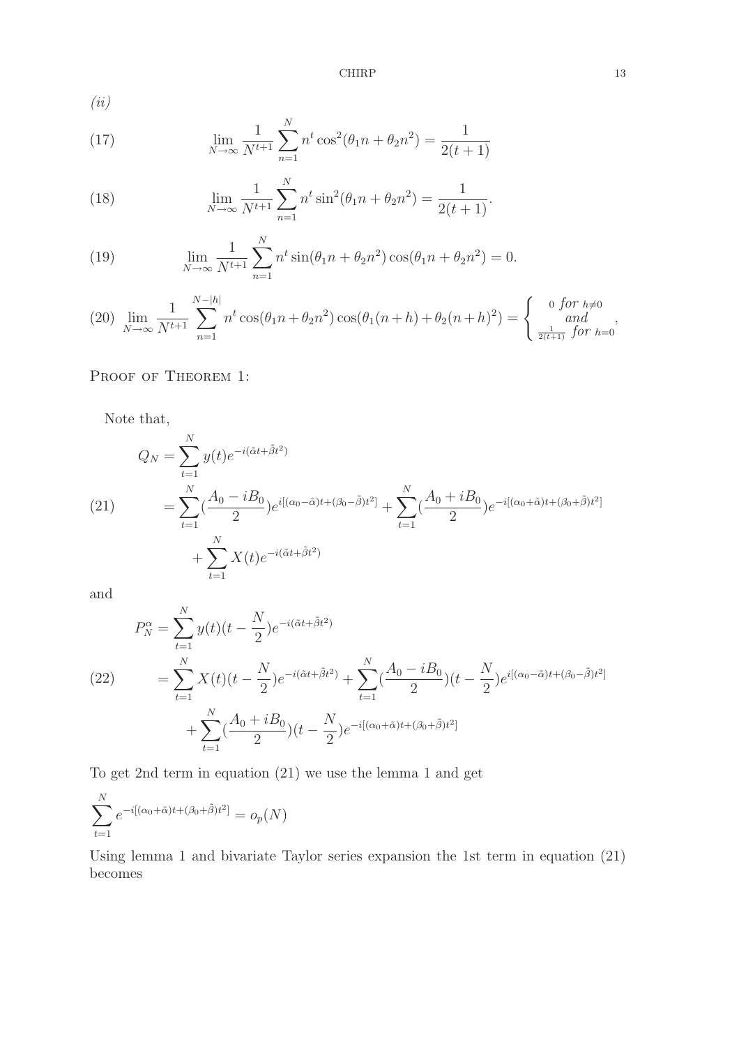*(ii)*

$$\lim_{N\to\infty} \frac{1}{N^{t+1}} \sum_{n=1}^{N} n^t \cos^2(\theta_1 n + \theta_2 n^2) = \frac{1}{2(t+1)} \tag{17}$$

$$\lim_{N\to\infty} \frac{1}{N^{t+1}} \sum_{n=1}^{N} n^t \sin^2(\theta_1 n + \theta_2 n^2) = \frac{1}{2(t+1)}. \tag{18}$$

$$\lim_{N\to\infty} \frac{1}{N^{t+1}} \sum_{n=1}^{N} n^t \sin(\theta_1 n + \theta_2 n^2) \cos(\theta_1 n + \theta_2 n^2) = 0. \tag{19}$$

$$\lim_{N\to\infty} \frac{1}{N^{t+1}} \sum_{n=1}^{N-|h|} n^t \cos(\theta_1 n + \theta_2 n^2) \cos(\theta_1 (n+h) + \theta_2 (n+h)^2) = \begin{cases} 0 \text{ for } h\neq 0 \\ and \\ \frac{1}{2(t+1)} \text{ for } h=0 \end{cases}, \tag{20}$$

Proof of Theorem 1:

Note that,

$$\begin{aligned} Q_N &= \sum_{t=1}^{N} y(t) e^{-i(\tilde{\alpha} t + \tilde{\beta} t^2)} \\ &= \sum_{t=1}^{N} (\frac{A_0 - iB_0}{2}) e^{i[(\alpha_0 - \tilde{\alpha})t + (\beta_0 - \tilde{\beta})t^2]} + \sum_{t=1}^{N} (\frac{A_0 + iB_0}{2}) e^{-i[(\alpha_0 + \tilde{\alpha})t + (\beta_0 + \tilde{\beta})t^2]} \\ &\quad + \sum_{t=1}^{N} X(t) e^{-i(\tilde{\alpha} t + \tilde{\beta} t^2)} \end{aligned} \tag{21}$$

and

$$\begin{aligned} P_N^{\alpha} &= \sum_{t=1}^{N} y(t)(t - \frac{N}{2}) e^{-i(\tilde{\alpha} t + \tilde{\beta} t^2)} \\ &= \sum_{t=1}^{N} X(t)(t - \frac{N}{2}) e^{-i(\tilde{\alpha} t + \tilde{\beta} t^2)} + \sum_{t=1}^{N} (\frac{A_0 - iB_0}{2})(t - \frac{N}{2}) e^{i[(\alpha_0 - \tilde{\alpha})t + (\beta_0 - \tilde{\beta})t^2]} \\ &\quad + \sum_{t=1}^{N} (\frac{A_0 + iB_0}{2})(t - \frac{N}{2}) e^{-i[(\alpha_0 + \tilde{\alpha})t + (\beta_0 + \tilde{\beta})t^2]} \end{aligned} \tag{22}$$

To get 2nd term in equation (21) we use the lemma 1 and get

$$\sum_{t=1}^{N} e^{-i[(\alpha_0 + \tilde{\alpha})t + (\beta_0 + \tilde{\beta})t^2]} = o_p(N)$$

Using lemma 1 and bivariate Taylor series expansion the 1st term in equation (21) becomes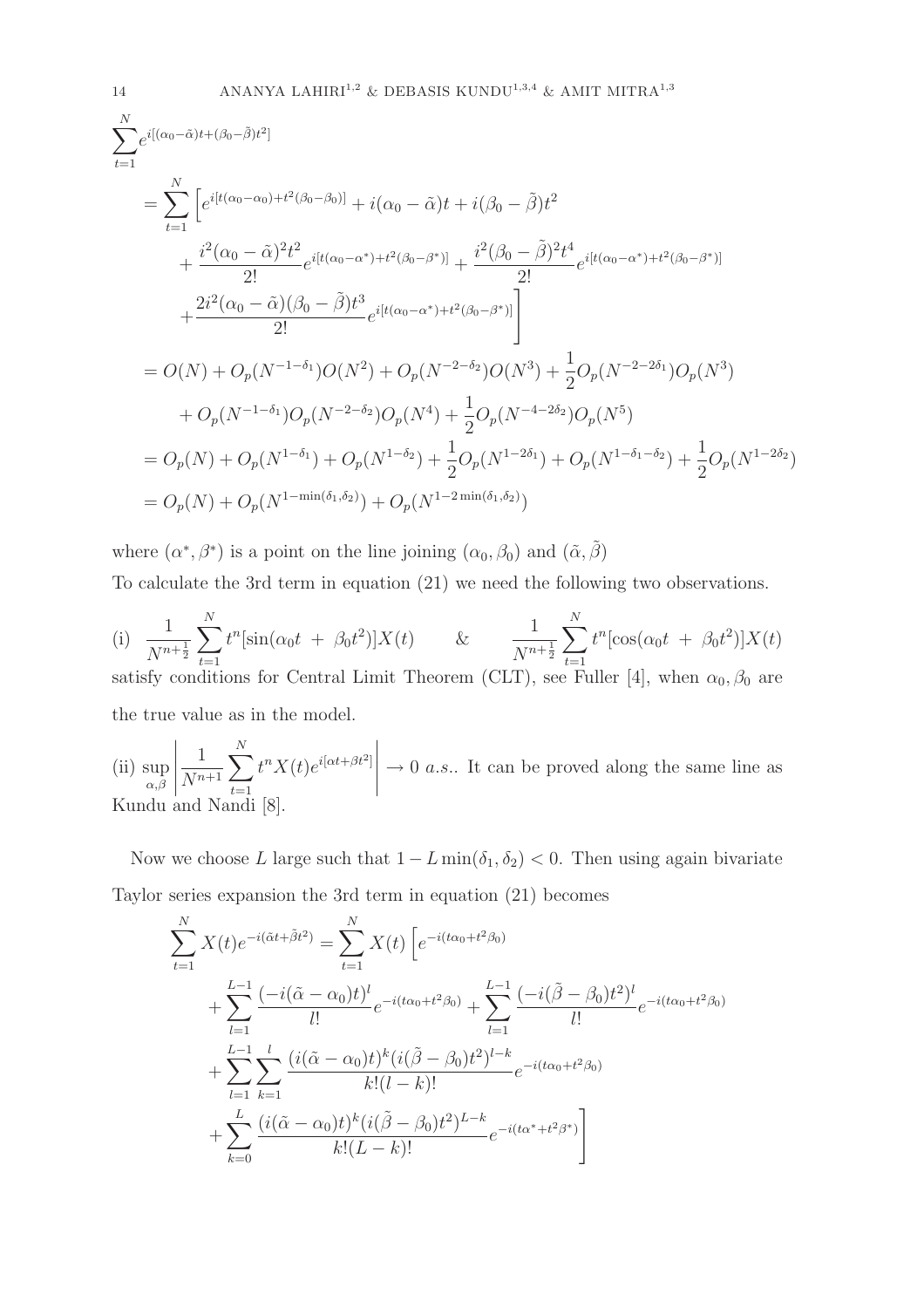$$
\begin{aligned}
&\sum_{t=1}^{N} e^{i[(\alpha_0-\tilde{\alpha})t+(\beta_0-\tilde{\beta})t^2]} \\
&= \sum_{t=1}^{N}\Big[e^{i[t(\alpha_0-\alpha_0)+t^2(\beta_0-\beta_0)]} + i(\alpha_0-\tilde{\alpha})t + i(\beta_0-\tilde{\beta})t^2 \\
&\quad + \frac{i^2(\alpha_0-\tilde{\alpha})^2t^2}{2!}e^{i[t(\alpha_0-\alpha^*)+t^2(\beta_0-\beta^*)]} + \frac{i^2(\beta_0-\tilde{\beta})^2t^4}{2!}e^{i[t(\alpha_0-\alpha^*)+t^2(\beta_0-\beta^*)]} \\
&\quad + \frac{2i^2(\alpha_0-\tilde{\alpha})(\beta_0-\tilde{\beta})t^3}{2!}e^{i[t(\alpha_0-\alpha^*)+t^2(\beta_0-\beta^*)]}\Big] \\
&= O(N) + O_p(N^{-1-\delta_1})O(N^2) + O_p(N^{-2-\delta_2})O(N^3) + \frac{1}{2}O_p(N^{-2-2\delta_1})O_p(N^3) \\
&\quad + O_p(N^{-1-\delta_1})O_p(N^{-2-\delta_2})O_p(N^4) + \frac{1}{2}O_p(N^{-4-2\delta_2})O_p(N^5) \\
&= O_p(N) + O_p(N^{1-\delta_1}) + O_p(N^{1-\delta_2}) + \frac{1}{2}O_p(N^{1-2\delta_1}) + O_p(N^{1-\delta_1-\delta_2}) + \frac{1}{2}O_p(N^{1-2\delta_2}) \\
&= O_p(N) + O_p(N^{1-\min(\delta_1,\delta_2)}) + O_p(N^{1-2\min(\delta_1,\delta_2)})
\end{aligned}
$$

where $(\alpha^*,\beta^*)$ is a point on the line joining $(\alpha_0,\beta_0)$ and $(\tilde{\alpha},\tilde{\beta})$

To calculate the 3rd term in equation (21) we need the following two observations.

(i) $\displaystyle \frac{1}{N^{n+\frac{1}{2}}}\sum_{t=1}^{N} t^n[\sin(\alpha_0 t + \beta_0 t^2)]X(t)$ & $\displaystyle \frac{1}{N^{n+\frac{1}{2}}}\sum_{t=1}^{N} t^n[\cos(\alpha_0 t + \beta_0 t^2)]X(t)$ satisfy conditions for Central Limit Theorem (CLT), see Fuller [4], when $\alpha_0,\beta_0$ are the true value as in the model.

(ii) $\displaystyle \sup_{\alpha,\beta}\left|\frac{1}{N^{n+1}}\sum_{t=1}^{N} t^n X(t)e^{i[\alpha t+\beta t^2]}\right| \to 0$ *a.s.*. It can be proved along the same line as Kundu and Nandi [8].

Now we choose $L$ large such that $1 - L\min(\delta_1,\delta_2) < 0$. Then using again bivariate Taylor series expansion the 3rd term in equation (21) becomes

$$
\begin{aligned}
\sum_{t=1}^{N} X(t)e^{-i(\tilde{\alpha}t+\tilde{\beta}t^2)} &= \sum_{t=1}^{N} X(t)\Big[e^{-i(t\alpha_0+t^2\beta_0)} \\
&\quad + \sum_{l=1}^{L-1}\frac{(-i(\tilde{\alpha}-\alpha_0)t)^l}{l!}e^{-i(t\alpha_0+t^2\beta_0)} + \sum_{l=1}^{L-1}\frac{(-i(\tilde{\beta}-\beta_0)t^2)^l}{l!}e^{-i(t\alpha_0+t^2\beta_0)} \\
&\quad + \sum_{l=1}^{L-1}\sum_{k=1}^{l}\frac{(i(\tilde{\alpha}-\alpha_0)t)^k(i(\tilde{\beta}-\beta_0)t^2)^{l-k}}{k!(l-k)!}e^{-i(t\alpha_0+t^2\beta_0)} \\
&\quad + \sum_{k=0}^{L}\frac{(i(\tilde{\alpha}-\alpha_0)t)^k(i(\tilde{\beta}-\beta_0)t^2)^{L-k}}{k!(L-k)!}e^{-i(t\alpha^*+t^2\beta^*)}\Big]
\end{aligned}
$$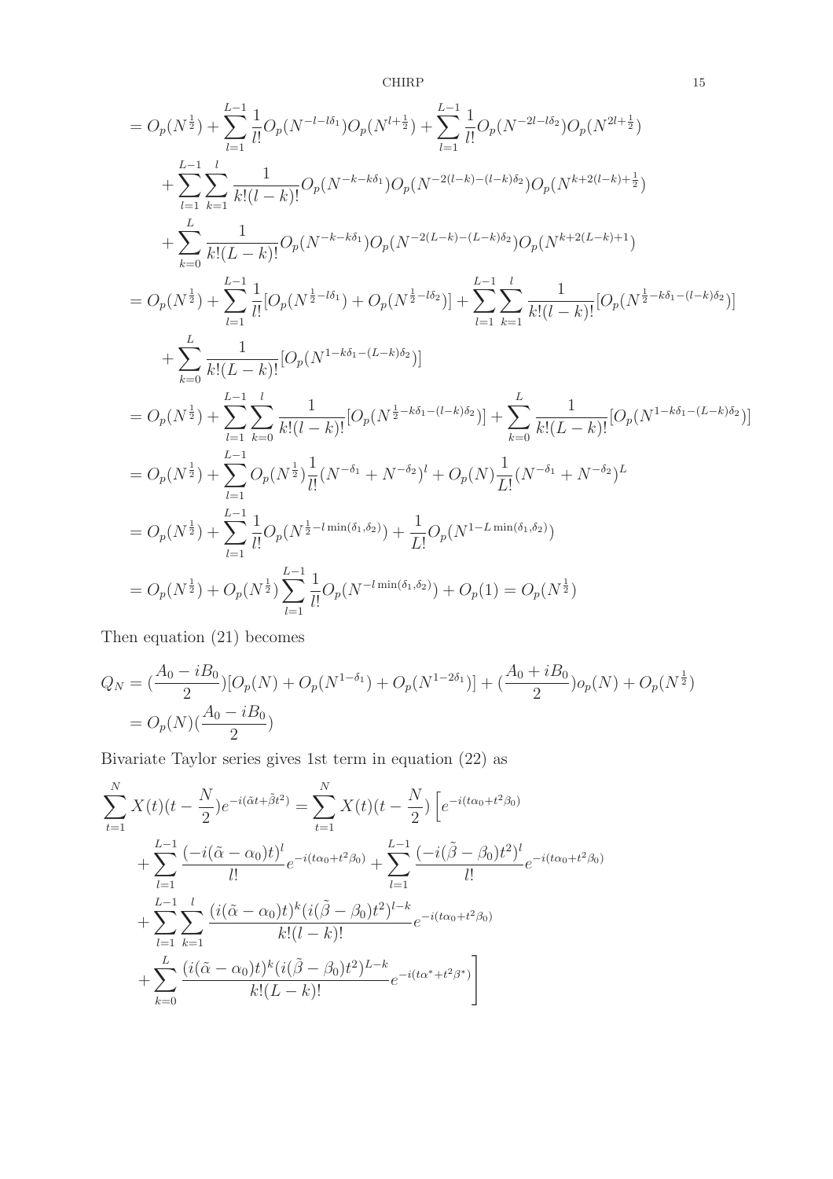$$
\begin{aligned}
&= O_p(N^{\frac{1}{2}}) + \sum_{l=1}^{L-1} \frac{1}{l!} O_p(N^{-l-l\delta_1}) O_p(N^{l+\frac{1}{2}}) + \sum_{l=1}^{L-1} \frac{1}{l!} O_p(N^{-2l-l\delta_2}) O_p(N^{2l+\frac{1}{2}}) \\
&\quad + \sum_{l=1}^{L-1} \sum_{k=1}^{l} \frac{1}{k!(l-k)!} O_p(N^{-k-k\delta_1}) O_p(N^{-2(l-k)-(l-k)\delta_2}) O_p(N^{k+2(l-k)+\frac{1}{2}}) \\
&\quad + \sum_{k=0}^{L} \frac{1}{k!(L-k)!} O_p(N^{-k-k\delta_1}) O_p(N^{-2(L-k)-(L-k)\delta_2}) O_p(N^{k+2(L-k)+1}) \\
&= O_p(N^{\frac{1}{2}}) + \sum_{l=1}^{L-1} \frac{1}{l!} [O_p(N^{\frac{1}{2}-l\delta_1}) + O_p(N^{\frac{1}{2}-l\delta_2})] + \sum_{l=1}^{L-1} \sum_{k=1}^{l} \frac{1}{k!(l-k)!} [O_p(N^{\frac{1}{2}-k\delta_1-(l-k)\delta_2})] \\
&\quad + \sum_{k=0}^{L} \frac{1}{k!(L-k)!} [O_p(N^{1-k\delta_1-(L-k)\delta_2})] \\
&= O_p(N^{\frac{1}{2}}) + \sum_{l=1}^{L-1} \sum_{k=0}^{l} \frac{1}{k!(l-k)!} [O_p(N^{\frac{1}{2}-k\delta_1-(l-k)\delta_2})] + \sum_{k=0}^{L} \frac{1}{k!(L-k)!} [O_p(N^{1-k\delta_1-(L-k)\delta_2})] \\
&= O_p(N^{\frac{1}{2}}) + \sum_{l=1}^{L-1} O_p(N^{\frac{1}{2}}) \frac{1}{l!} (N^{-\delta_1} + N^{-\delta_2})^l + O_p(N) \frac{1}{L!} (N^{-\delta_1} + N^{-\delta_2})^L \\
&= O_p(N^{\frac{1}{2}}) + \sum_{l=1}^{L-1} \frac{1}{l!} O_p(N^{\frac{1}{2}-l\min(\delta_1,\delta_2)}) + \frac{1}{L!} O_p(N^{1-L\min(\delta_1,\delta_2)}) \\
&= O_p(N^{\frac{1}{2}}) + O_p(N^{\frac{1}{2}}) \sum_{l=1}^{L-1} \frac{1}{l!} O_p(N^{-l\min(\delta_1,\delta_2)}) + O_p(1) = O_p(N^{\frac{1}{2}})
\end{aligned}
$$

Then equation (21) becomes

$$
\begin{aligned}
Q_N &= (\frac{A_0 - iB_0}{2})[O_p(N) + O_p(N^{1-\delta_1}) + O_p(N^{1-2\delta_1})] + (\frac{A_0 + iB_0}{2}) o_p(N) + O_p(N^{\frac{1}{2}}) \\
&= O_p(N)(\frac{A_0 - iB_0}{2})
\end{aligned}
$$

Bivariate Taylor series gives 1st term in equation (22) as

$$
\begin{aligned}
\sum_{t=1}^{N} X(t)(t - \frac{N}{2}) e^{-i(\tilde{\alpha}t + \tilde{\beta}t^2)} &= \sum_{t=1}^{N} X(t)(t - \frac{N}{2}) \Big[ e^{-i(t\alpha_0 + t^2\beta_0)} \\
&\quad + \sum_{l=1}^{L-1} \frac{(-i(\tilde{\alpha} - \alpha_0)t)^l}{l!} e^{-i(t\alpha_0 + t^2\beta_0)} + \sum_{l=1}^{L-1} \frac{(-i(\tilde{\beta} - \beta_0)t^2)^l}{l!} e^{-i(t\alpha_0 + t^2\beta_0)} \\
&\quad + \sum_{l=1}^{L-1} \sum_{k=1}^{l} \frac{(i(\tilde{\alpha} - \alpha_0)t)^k (i(\tilde{\beta} - \beta_0)t^2)^{l-k}}{k!(l-k)!} e^{-i(t\alpha_0 + t^2\beta_0)} \\
&\quad + \sum_{k=0}^{L} \frac{(i(\tilde{\alpha} - \alpha_0)t)^k (i(\tilde{\beta} - \beta_0)t^2)^{L-k}}{k!(L-k)!} e^{-i(t\alpha^* + t^2\beta^*)} \Big]
\end{aligned}
$$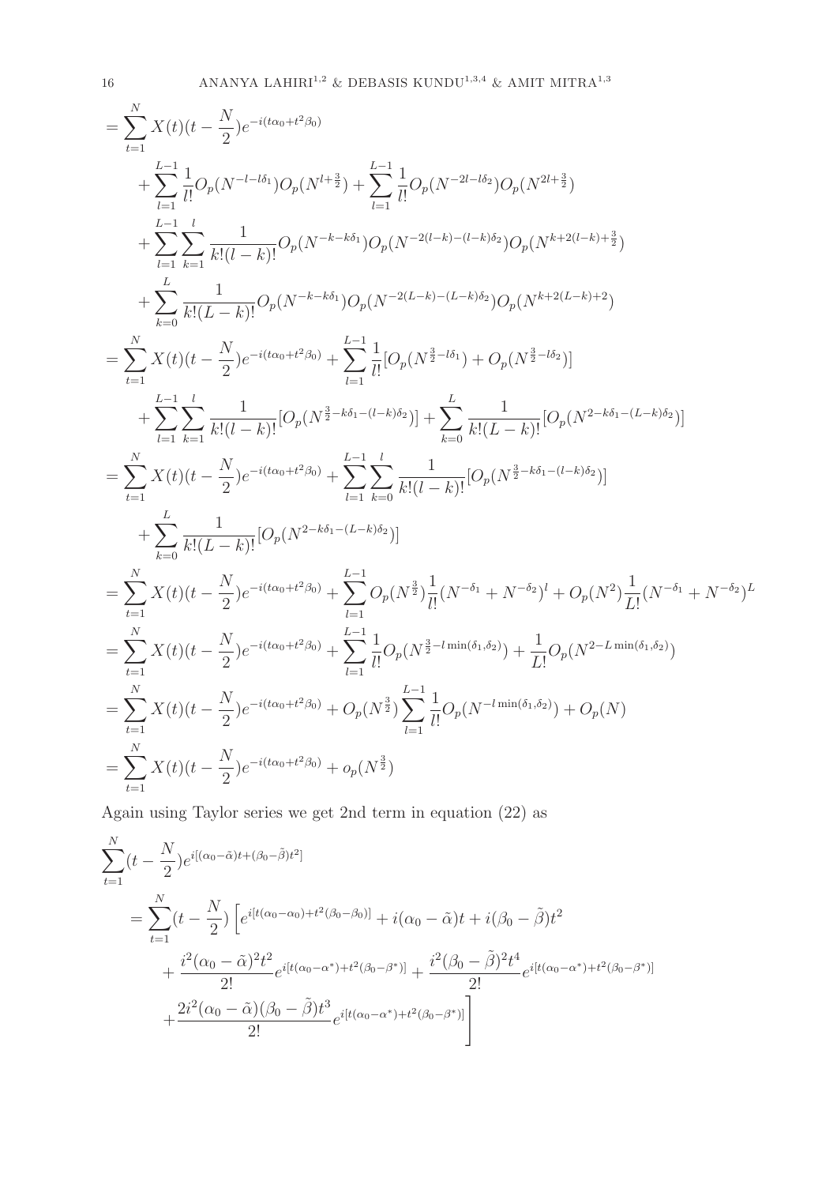$$
\begin{aligned}
&= \sum_{t=1}^{N} X(t)(t-\frac{N}{2})e^{-i(t\alpha_0+t^2\beta_0)} \\
&\quad + \sum_{l=1}^{L-1} \frac{1}{l!} O_p(N^{-l-l\delta_1})O_p(N^{l+\frac{3}{2}}) + \sum_{l=1}^{L-1} \frac{1}{l!} O_p(N^{-2l-l\delta_2})O_p(N^{2l+\frac{3}{2}}) \\
&\quad + \sum_{l=1}^{L-1}\sum_{k=1}^{l} \frac{1}{k!(l-k)!} O_p(N^{-k-k\delta_1})O_p(N^{-2(l-k)-(l-k)\delta_2})O_p(N^{k+2(l-k)+\frac{3}{2}}) \\
&\quad + \sum_{k=0}^{L} \frac{1}{k!(L-k)!} O_p(N^{-k-k\delta_1})O_p(N^{-2(L-k)-(L-k)\delta_2})O_p(N^{k+2(L-k)+2}) \\
&= \sum_{t=1}^{N} X(t)(t-\frac{N}{2})e^{-i(t\alpha_0+t^2\beta_0)} + \sum_{l=1}^{L-1} \frac{1}{l!}[O_p(N^{\frac{3}{2}-l\delta_1}) + O_p(N^{\frac{3}{2}-l\delta_2})] \\
&\quad + \sum_{l=1}^{L-1}\sum_{k=1}^{l} \frac{1}{k!(l-k)!}[O_p(N^{\frac{3}{2}-k\delta_1-(l-k)\delta_2})] + \sum_{k=0}^{L} \frac{1}{k!(L-k)!}[O_p(N^{2-k\delta_1-(L-k)\delta_2})] \\
&= \sum_{t=1}^{N} X(t)(t-\frac{N}{2})e^{-i(t\alpha_0+t^2\beta_0)} + \sum_{l=1}^{L-1}\sum_{k=0}^{l} \frac{1}{k!(l-k)!}[O_p(N^{\frac{3}{2}-k\delta_1-(l-k)\delta_2})] \\
&\quad + \sum_{k=0}^{L} \frac{1}{k!(L-k)!}[O_p(N^{2-k\delta_1-(L-k)\delta_2})] \\
&= \sum_{t=1}^{N} X(t)(t-\frac{N}{2})e^{-i(t\alpha_0+t^2\beta_0)} + \sum_{l=1}^{L-1} O_p(N^{\frac{3}{2}})\frac{1}{l!}(N^{-\delta_1}+N^{-\delta_2})^l + O_p(N^2)\frac{1}{L!}(N^{-\delta_1}+N^{-\delta_2})^L \\
&= \sum_{t=1}^{N} X(t)(t-\frac{N}{2})e^{-i(t\alpha_0+t^2\beta_0)} + \sum_{l=1}^{L-1} \frac{1}{l!} O_p(N^{\frac{3}{2}-l\min(\delta_1,\delta_2)}) + \frac{1}{L!}O_p(N^{2-L\min(\delta_1,\delta_2)}) \\
&= \sum_{t=1}^{N} X(t)(t-\frac{N}{2})e^{-i(t\alpha_0+t^2\beta_0)} + O_p(N^{\frac{3}{2}})\sum_{l=1}^{L-1} \frac{1}{l!} O_p(N^{-l\min(\delta_1,\delta_2)}) + O_p(N) \\
&= \sum_{t=1}^{N} X(t)(t-\frac{N}{2})e^{-i(t\alpha_0+t^2\beta_0)} + o_p(N^{\frac{3}{2}})
\end{aligned}
$$

Again using Taylor series we get 2nd term in equation (22) as

$$
\begin{aligned}
&\sum_{t=1}^{N} (t-\frac{N}{2})e^{i[(\alpha_0-\tilde{\alpha})t+(\beta_0-\tilde{\beta})t^2]} \\
&\quad = \sum_{t=1}^{N} (t-\frac{N}{2}) \Big[ e^{i[t(\alpha_0-\alpha_0)+t^2(\beta_0-\beta_0)]} + i(\alpha_0-\tilde{\alpha})t + i(\beta_0-\tilde{\beta})t^2 \\
&\qquad + \frac{i^2(\alpha_0-\tilde{\alpha})^2t^2}{2!}e^{i[t(\alpha_0-\alpha^*)+t^2(\beta_0-\beta^*)]} + \frac{i^2(\beta_0-\tilde{\beta})^2t^4}{2!}e^{i[t(\alpha_0-\alpha^*)+t^2(\beta_0-\beta^*)]} \\
&\qquad + \frac{2i^2(\alpha_0-\tilde{\alpha})(\beta_0-\tilde{\beta})t^3}{2!}e^{i[t(\alpha_0-\alpha^*)+t^2(\beta_0-\beta^*)]} \Big]
\end{aligned}
$$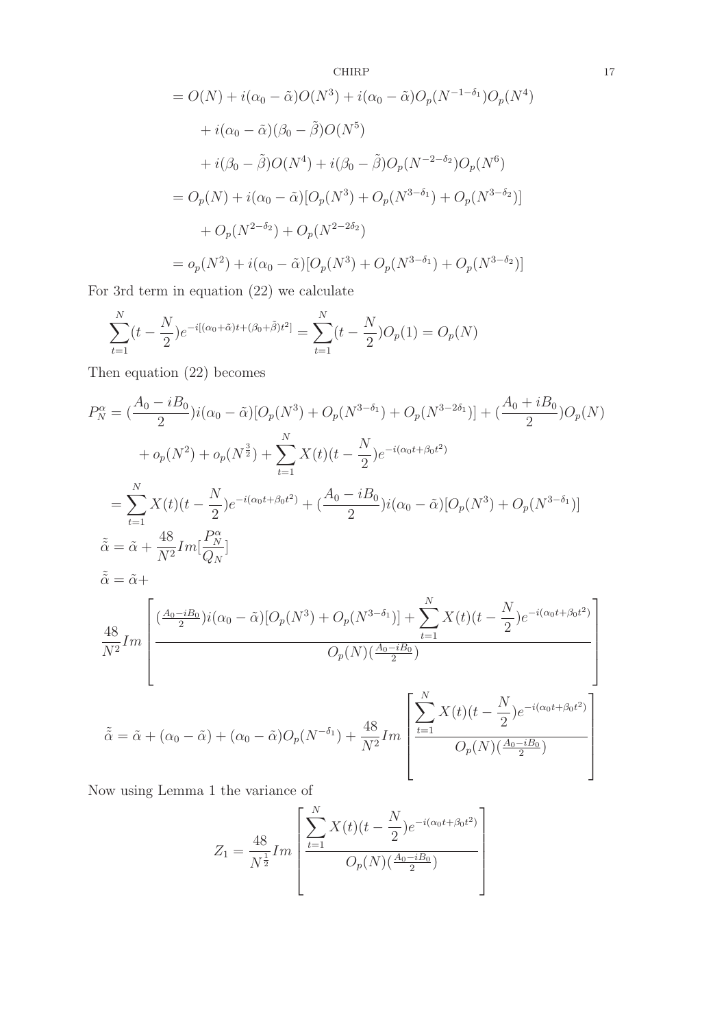$$
\begin{aligned}
&= O(N) + i(\alpha_0 - \tilde{\alpha})O(N^3) + i(\alpha_0 - \tilde{\alpha})O_p(N^{-1-\delta_1})O_p(N^4) \\
&\quad + i(\alpha_0 - \tilde{\alpha})(\beta_0 - \tilde{\beta})O(N^5) \\
&\quad + i(\beta_0 - \tilde{\beta})O(N^4) + i(\beta_0 - \tilde{\beta})O_p(N^{-2-\delta_2})O_p(N^6) \\
&= O_p(N) + i(\alpha_0 - \tilde{\alpha})[O_p(N^3) + O_p(N^{3-\delta_1}) + O_p(N^{3-\delta_2})] \\
&\quad + O_p(N^{2-\delta_2}) + O_p(N^{2-2\delta_2}) \\
&= o_p(N^2) + i(\alpha_0 - \tilde{\alpha})[O_p(N^3) + O_p(N^{3-\delta_1}) + O_p(N^{3-\delta_2})]
\end{aligned}
$$

For 3rd term in equation (22) we calculate

$$
\sum_{t=1}^{N}(t - \frac{N}{2})e^{-i[(\alpha_0+\tilde{\alpha})t+(\beta_0+\tilde{\beta})t^2]} = \sum_{t=1}^{N}(t - \frac{N}{2})O_p(1) = O_p(N)
$$

Then equation (22) becomes

$$
\begin{aligned}
P_N^{\alpha} &= (\frac{A_0 - iB_0}{2})i(\alpha_0 - \tilde{\alpha})[O_p(N^3) + O_p(N^{3-\delta_1}) + O_p(N^{3-2\delta_1})] + (\frac{A_0 + iB_0}{2})O_p(N) \\
&\quad + o_p(N^2) + o_p(N^{\frac{3}{2}}) + \sum_{t=1}^{N} X(t)(t - \frac{N}{2})e^{-i(\alpha_0 t+\beta_0 t^2)} \\
&= \sum_{t=1}^{N} X(t)(t - \frac{N}{2})e^{-i(\alpha_0 t+\beta_0 t^2)} + (\frac{A_0 - iB_0}{2})i(\alpha_0 - \tilde{\alpha})[O_p(N^3) + O_p(N^{3-\delta_1})] \\
\tilde{\tilde{\alpha}} &= \tilde{\alpha} + \frac{48}{N^2}Im[\frac{P_N^{\alpha}}{Q_N}] \\
\tilde{\tilde{\alpha}} &= \tilde{\alpha} +
\end{aligned}
$$

$$
\frac{48}{N^2}Im\left[\frac{(\frac{A_0-iB_0}{2})i(\alpha_0 - \tilde{\alpha})[O_p(N^3) + O_p(N^{3-\delta_1})] + \displaystyle\sum_{t=1}^{N} X(t)(t - \frac{N}{2})e^{-i(\alpha_0 t+\beta_0 t^2)}}{O_p(N)(\frac{A_0-iB_0}{2})}\right]
$$

$$
\tilde{\tilde{\alpha}} = \tilde{\alpha} + (\alpha_0 - \tilde{\alpha}) + (\alpha_0 - \tilde{\alpha})O_p(N^{-\delta_1}) + \frac{48}{N^2}Im\left[\frac{\displaystyle\sum_{t=1}^{N} X(t)(t - \frac{N}{2})e^{-i(\alpha_0 t+\beta_0 t^2)}}{O_p(N)(\frac{A_0-iB_0}{2})}\right]
$$

Now using Lemma 1 the variance of

$$
Z_1 = \frac{48}{N^{\frac{1}{2}}}Im\left[\frac{\displaystyle\sum_{t=1}^{N} X(t)(t - \frac{N}{2})e^{-i(\alpha_0 t+\beta_0 t^2)}}{O_p(N)(\frac{A_0-iB_0}{2})}\right]
$$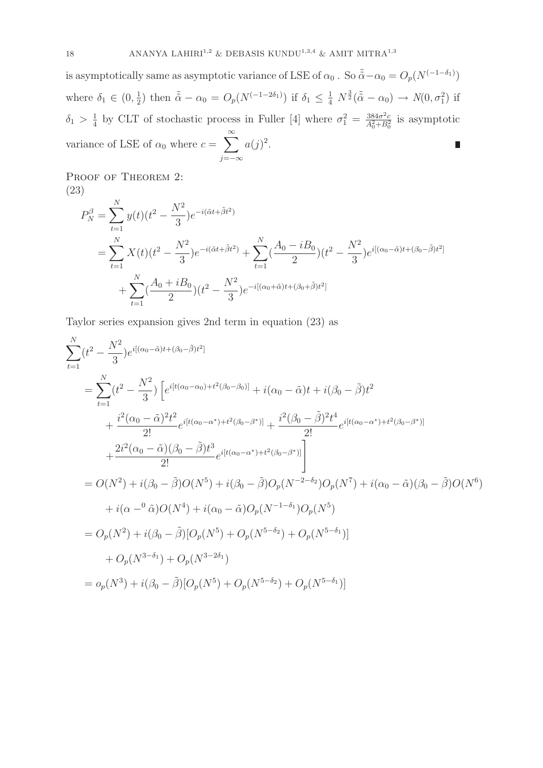is asymptotically same as asymptotic variance of LSE of $\alpha_0$ . So $\tilde{\tilde{\alpha}}-\alpha_0 = O_p(N^{(-1-\delta_1)})$ where $\delta_1 \in (0, \frac{1}{2})$ then $\tilde{\tilde{\alpha}} - \alpha_0 = O_p(N^{(-1-2\delta_1)})$ if $\delta_1 \leq \frac{1}{4}$ $N^{\frac{3}{2}}(\tilde{\tilde{\alpha}} - \alpha_0) \to N(0, \sigma_1^2)$ if $\delta_1 > \frac{1}{4}$ by CLT of stochastic process in Fuller [4] where $\sigma_1^2 = \frac{384\sigma^2 c}{A_0^2+B_0^2}$ is asymptotic variance of LSE of $\alpha_0$ where $c = \sum_{j=-\infty}^{\infty} a(j)^2$. ∎

Proof of Theorem 2:

(23)

$$
\begin{aligned}
P_N^{\beta} &= \sum_{t=1}^{N} y(t)(t^2 - \frac{N^2}{3})e^{-i(\tilde{\alpha}t+\tilde{\beta}t^2)} \\
&= \sum_{t=1}^{N} X(t)(t^2 - \frac{N^2}{3})e^{-i(\tilde{\alpha}t+\tilde{\beta}t^2)} + \sum_{t=1}^{N}(\frac{A_0 - iB_0}{2})(t^2 - \frac{N^2}{3})e^{i[(\alpha_0-\tilde{\alpha})t+(\beta_0-\tilde{\beta})t^2]} \\
&\quad + \sum_{t=1}^{N}(\frac{A_0 + iB_0}{2})(t^2 - \frac{N^2}{3})e^{-i[(\alpha_0+\tilde{\alpha})t+(\beta_0+\tilde{\beta})t^2]}
\end{aligned}
$$

Taylor series expansion gives 2nd term in equation (23) as

$$
\begin{aligned}
&\sum_{t=1}^{N}(t^2 - \frac{N^2}{3})e^{i[(\alpha_0-\tilde{\alpha})t+(\beta_0-\tilde{\beta})t^2]} \\
&= \sum_{t=1}^{N}(t^2 - \frac{N^2}{3})\Bigg[e^{i[t(\alpha_0-\alpha_0)+t^2(\beta_0-\beta_0)]} + i(\alpha_0-\tilde{\alpha})t + i(\beta_0-\tilde{\beta})t^2 \\
&\quad + \frac{i^2(\alpha_0-\tilde{\alpha})^2t^2}{2!}e^{i[t(\alpha_0-\alpha^*)+t^2(\beta_0-\beta^*)]} + \frac{i^2(\beta_0-\tilde{\beta})^2t^4}{2!}e^{i[t(\alpha_0-\alpha^*)+t^2(\beta_0-\beta^*)]} \\
&\quad + \frac{2i^2(\alpha_0-\tilde{\alpha})(\beta_0-\tilde{\beta})t^3}{2!}e^{i[t(\alpha_0-\alpha^*)+t^2(\beta_0-\beta^*)]}\Bigg] \\
&= O(N^2) + i(\beta_0-\tilde{\beta})O(N^5) + i(\beta_0-\tilde{\beta})O_p(N^{-2-\delta_2})O_p(N^7) + i(\alpha_0-\tilde{\alpha})(\beta_0-\tilde{\beta})O(N^6) \\
&\quad + i(\alpha -^0 \tilde{\alpha})O(N^4) + i(\alpha_0-\tilde{\alpha})O_p(N^{-1-\delta_1})O_p(N^5) \\
&= O_p(N^2) + i(\beta_0-\tilde{\beta})[O_p(N^5) + O_p(N^{5-\delta_2}) + O_p(N^{5-\delta_1})] \\
&\quad + O_p(N^{3-\delta_1}) + O_p(N^{3-2\delta_1}) \\
&= o_p(N^3) + i(\beta_0-\tilde{\beta})[O_p(N^5) + O_p(N^{5-\delta_2}) + O_p(N^{5-\delta_1})]
\end{aligned}
$$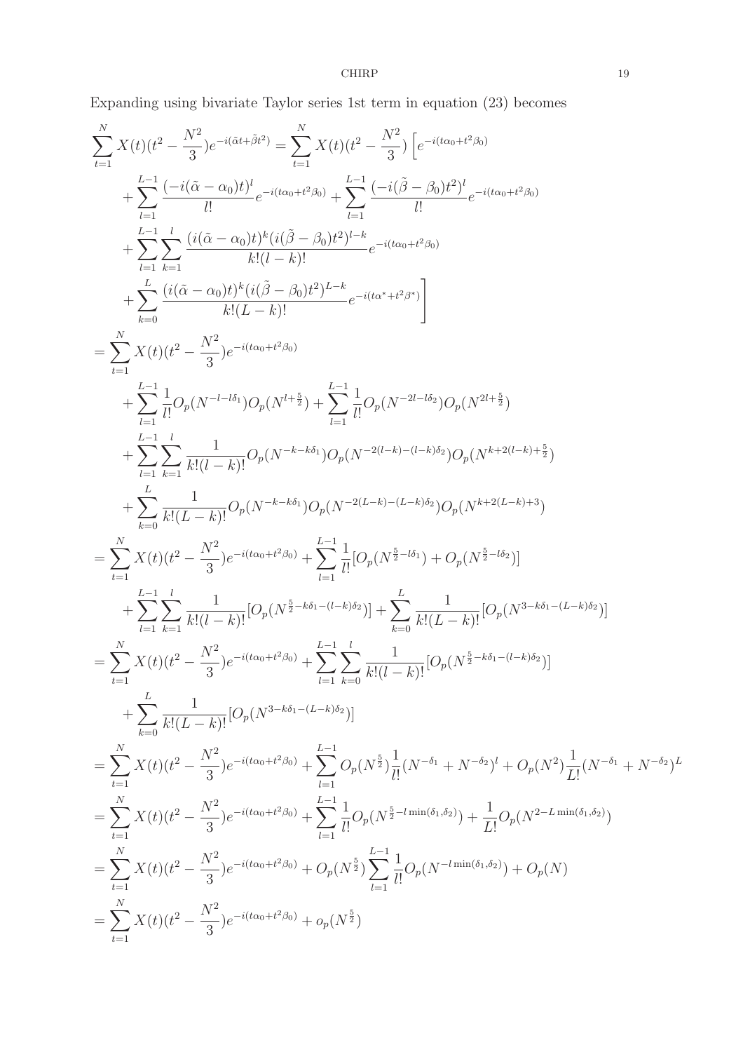Expanding using bivariate Taylor series 1st term in equation (23) becomes

$$
\begin{aligned}
\sum_{t=1}^{N} X(t)(t^2 - \frac{N^2}{3})e^{-i(\tilde{\alpha}t+\tilde{\beta}t^2)} &= \sum_{t=1}^{N} X(t)(t^2 - \frac{N^2}{3})\Big[e^{-i(t\alpha_0+t^2\beta_0)} \\
&+ \sum_{l=1}^{L-1} \frac{(-i(\tilde{\alpha}-\alpha_0)t)^l}{l!} e^{-i(t\alpha_0+t^2\beta_0)} + \sum_{l=1}^{L-1} \frac{(-i(\tilde{\beta}-\beta_0)t^2)^l}{l!} e^{-i(t\alpha_0+t^2\beta_0)} \\
&+ \sum_{l=1}^{L-1}\sum_{k=1}^{l} \frac{(i(\tilde{\alpha}-\alpha_0)t)^k (i(\tilde{\beta}-\beta_0)t^2)^{l-k}}{k!(l-k)!} e^{-i(t\alpha_0+t^2\beta_0)} \\
&+ \sum_{k=0}^{L} \frac{(i(\tilde{\alpha}-\alpha_0)t)^k (i(\tilde{\beta}-\beta_0)t^2)^{L-k}}{k!(L-k)!} e^{-i(t\alpha^*+t^2\beta^*)}\Big] \\
= \sum_{t=1}^{N} X(t)(t^2 - \frac{N^2}{3})&e^{-i(t\alpha_0+t^2\beta_0)} \\
&+ \sum_{l=1}^{L-1} \frac{1}{l!} O_p(N^{-l-l\delta_1}) O_p(N^{l+\frac{5}{2}}) + \sum_{l=1}^{L-1} \frac{1}{l!} O_p(N^{-2l-l\delta_2}) O_p(N^{2l+\frac{5}{2}}) \\
&+ \sum_{l=1}^{L-1}\sum_{k=1}^{l} \frac{1}{k!(l-k)!} O_p(N^{-k-k\delta_1}) O_p(N^{-2(l-k)-(l-k)\delta_2}) O_p(N^{k+2(l-k)+\frac{5}{2}}) \\
&+ \sum_{k=0}^{L} \frac{1}{k!(L-k)!} O_p(N^{-k-k\delta_1}) O_p(N^{-2(L-k)-(L-k)\delta_2}) O_p(N^{k+2(L-k)+3}) \\
= \sum_{t=1}^{N} X(t)(t^2 - \frac{N^2}{3})&e^{-i(t\alpha_0+t^2\beta_0)} + \sum_{l=1}^{L-1} \frac{1}{l!}[O_p(N^{\frac{5}{2}-l\delta_1}) + O_p(N^{\frac{5}{2}-l\delta_2})] \\
&+ \sum_{l=1}^{L-1}\sum_{k=1}^{l} \frac{1}{k!(l-k)!}[O_p(N^{\frac{5}{2}-k\delta_1-(l-k)\delta_2})] + \sum_{k=0}^{L} \frac{1}{k!(L-k)!}[O_p(N^{3-k\delta_1-(L-k)\delta_2})] \\
= \sum_{t=1}^{N} X(t)(t^2 - \frac{N^2}{3})&e^{-i(t\alpha_0+t^2\beta_0)} + \sum_{l=1}^{L-1}\sum_{k=0}^{l} \frac{1}{k!(l-k)!}[O_p(N^{\frac{5}{2}-k\delta_1-(l-k)\delta_2})] \\
&+ \sum_{k=0}^{L} \frac{1}{k!(L-k)!}[O_p(N^{3-k\delta_1-(L-k)\delta_2})] \\
= \sum_{t=1}^{N} X(t)(t^2 - \frac{N^2}{3})&e^{-i(t\alpha_0+t^2\beta_0)} + \sum_{l=1}^{L-1} O_p(N^{\frac{5}{2}}) \frac{1}{l!}(N^{-\delta_1} + N^{-\delta_2})^l + O_p(N^2)\frac{1}{L!}(N^{-\delta_1} + N^{-\delta_2})^L \\
= \sum_{t=1}^{N} X(t)(t^2 - \frac{N^2}{3})&e^{-i(t\alpha_0+t^2\beta_0)} + \sum_{l=1}^{L-1} \frac{1}{l!} O_p(N^{\frac{5}{2}-l\min(\delta_1,\delta_2)}) + \frac{1}{L!} O_p(N^{2-L\min(\delta_1,\delta_2)}) \\
= \sum_{t=1}^{N} X(t)(t^2 - \frac{N^2}{3})&e^{-i(t\alpha_0+t^2\beta_0)} + O_p(N^{\frac{5}{2}}) \sum_{l=1}^{L-1} \frac{1}{l!} O_p(N^{-l\min(\delta_1,\delta_2)}) + O_p(N) \\
= \sum_{t=1}^{N} X(t)(t^2 - \frac{N^2}{3})&e^{-i(t\alpha_0+t^2\beta_0)} + o_p(N^{\frac{5}{2}})
\end{aligned}
$$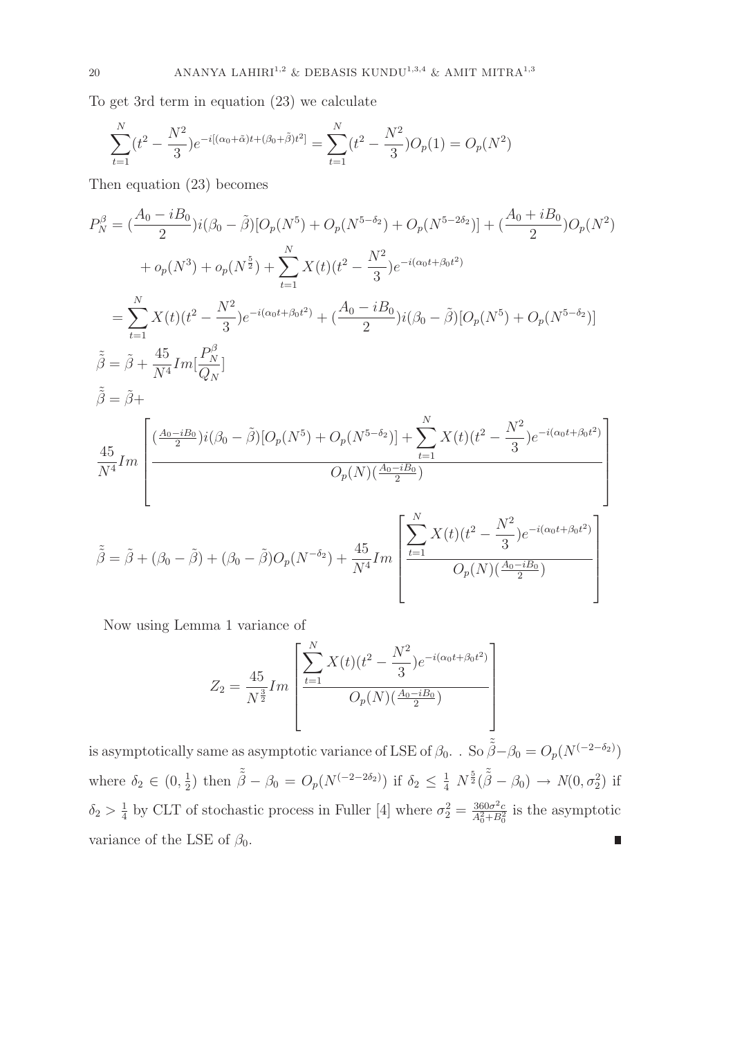To get 3rd term in equation (23) we calculate

$$\sum_{t=1}^{N}(t^2 - \frac{N^2}{3})e^{-i[(\alpha_0+\tilde{\alpha})t+(\beta_0+\tilde{\beta})t^2]} = \sum_{t=1}^{N}(t^2 - \frac{N^2}{3})O_p(1) = O_p(N^2)$$

Then equation (23) becomes

$$P_N^{\beta} = (\frac{A_0 - iB_0}{2})i(\beta_0 - \tilde{\beta})[O_p(N^5) + O_p(N^{5-\delta_2}) + O_p(N^{5-2\delta_2})] + (\frac{A_0 + iB_0}{2})O_p(N^2)$$
$$+ o_p(N^3) + o_p(N^{\frac{5}{2}}) + \sum_{t=1}^{N} X(t)(t^2 - \frac{N^2}{3})e^{-i(\alpha_0 t+\beta_0 t^2)}$$
$$= \sum_{t=1}^{N} X(t)(t^2 - \frac{N^2}{3})e^{-i(\alpha_0 t+\beta_0 t^2)} + (\frac{A_0 - iB_0}{2})i(\beta_0 - \tilde{\beta})[O_p(N^5) + O_p(N^{5-\delta_2})]$$

$$\tilde{\tilde{\beta}} = \tilde{\beta} + \frac{45}{N^4}Im[\frac{P_N^{\beta}}{Q_N}]$$

$$\tilde{\tilde{\beta}} = \tilde{\beta} +$$
$$\frac{45}{N^4}Im\left[\frac{(\frac{A_0-iB_0}{2})i(\beta_0 - \tilde{\beta})[O_p(N^5) + O_p(N^{5-\delta_2})] + \sum_{t=1}^{N} X(t)(t^2 - \frac{N^2}{3})e^{-i(\alpha_0 t+\beta_0 t^2)}}{O_p(N)(\frac{A_0-iB_0}{2})}\right]$$

$$\tilde{\tilde{\beta}} = \tilde{\beta} + (\beta_0 - \tilde{\beta}) + (\beta_0 - \tilde{\beta})O_p(N^{-\delta_2}) + \frac{45}{N^4}Im\left[\frac{\sum_{t=1}^{N} X(t)(t^2 - \frac{N^2}{3})e^{-i(\alpha_0 t+\beta_0 t^2)}}{O_p(N)(\frac{A_0-iB_0}{2})}\right]$$

Now using Lemma 1 variance of

$$Z_2 = \frac{45}{N^{\frac{3}{2}}}Im\left[\frac{\sum_{t=1}^{N} X(t)(t^2 - \frac{N^2}{3})e^{-i(\alpha_0 t+\beta_0 t^2)}}{O_p(N)(\frac{A_0-iB_0}{2})}\right]$$

is asymptotically same as asymptotic variance of LSE of $\beta_0$. . So $\tilde{\tilde{\beta}} - \beta_0 = O_p(N^{(-2-\delta_2)})$ where $\delta_2 \in (0, \frac{1}{2})$ then $\tilde{\tilde{\beta}} - \beta_0 = O_p(N^{(-2-2\delta_2)})$ if $\delta_2 \leq \frac{1}{4}$ $N^{\frac{5}{2}}(\tilde{\tilde{\beta}} - \beta_0) \to N(0, \sigma_2^2)$ if $\delta_2 > \frac{1}{4}$ by CLT of stochastic process in Fuller [4] where $\sigma_2^2 = \frac{360\sigma^2 c}{A_0^2+B_0^2}$ is the asymptotic variance of the LSE of $\beta_0$. ∎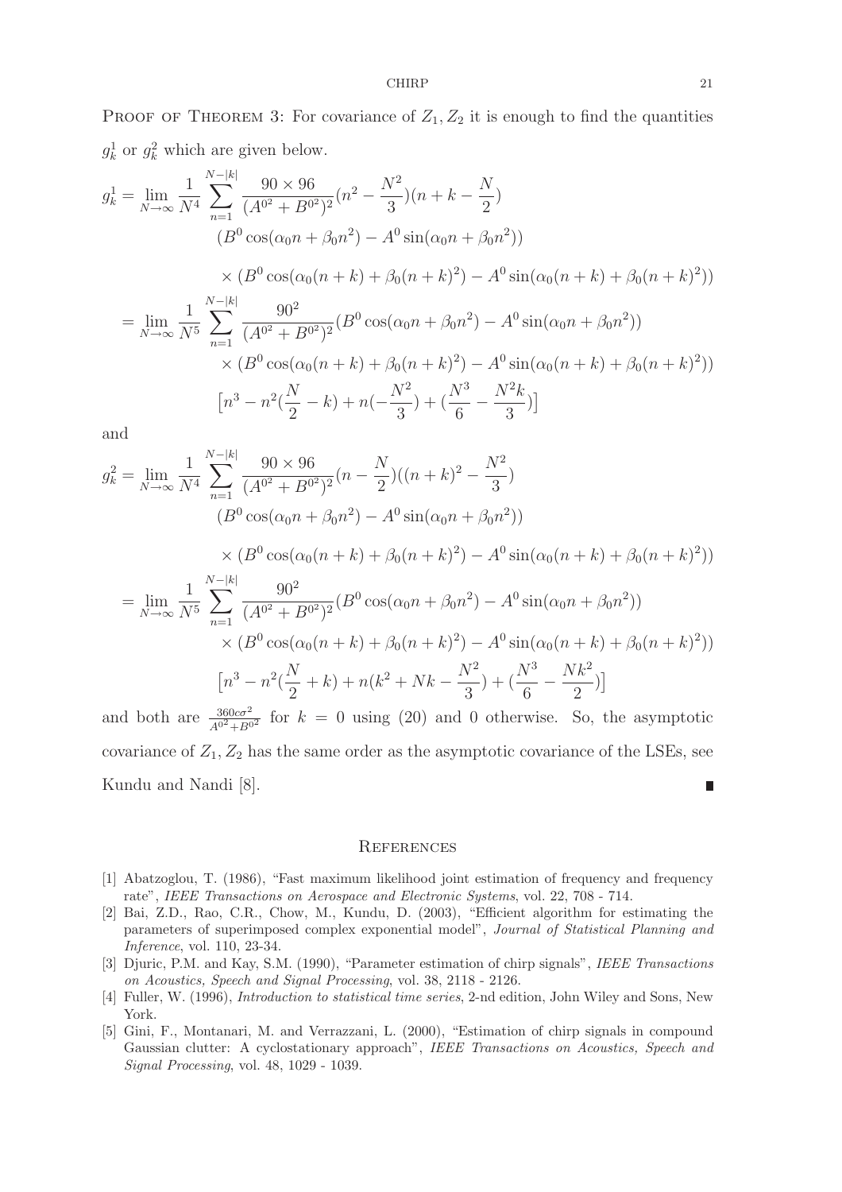Proof of Theorem 3: For covariance of $Z_1, Z_2$ it is enough to find the quantities $g_k^1$ or $g_k^2$ which are given below.

$$
\begin{aligned}
g_k^1 &= \lim_{N\to\infty} \frac{1}{N^4} \sum_{n=1}^{N-|k|} \frac{90 \times 96}{(A^{0^2}+B^{0^2})^2}(n^2 - \frac{N^2}{3})(n+k-\frac{N}{2}) \\
&\qquad (B^0 \cos(\alpha_0 n + \beta_0 n^2) - A^0 \sin(\alpha_0 n + \beta_0 n^2)) \\
&\qquad \times (B^0 \cos(\alpha_0 (n+k) + \beta_0 (n+k)^2) - A^0 \sin(\alpha_0 (n+k) + \beta_0 (n+k)^2)) \\
&= \lim_{N\to\infty} \frac{1}{N^5} \sum_{n=1}^{N-|k|} \frac{90^2}{(A^{0^2}+B^{0^2})^2} (B^0 \cos(\alpha_0 n + \beta_0 n^2) - A^0 \sin(\alpha_0 n + \beta_0 n^2)) \\
&\qquad \times (B^0 \cos(\alpha_0 (n+k) + \beta_0 (n+k)^2) - A^0 \sin(\alpha_0 (n+k) + \beta_0 (n+k)^2)) \\
&\qquad \left[n^3 - n^2(\frac{N}{2} - k) + n(-\frac{N^2}{3}) + (\frac{N^3}{6} - \frac{N^2 k}{3})\right]
\end{aligned}
$$

and

$$
\begin{aligned}
g_k^2 &= \lim_{N\to\infty} \frac{1}{N^4} \sum_{n=1}^{N-|k|} \frac{90 \times 96}{(A^{0^2}+B^{0^2})^2}(n - \frac{N}{2})((n+k)^2 - \frac{N^2}{3}) \\
&\qquad (B^0 \cos(\alpha_0 n + \beta_0 n^2) - A^0 \sin(\alpha_0 n + \beta_0 n^2)) \\
&\qquad \times (B^0 \cos(\alpha_0 (n+k) + \beta_0 (n+k)^2) - A^0 \sin(\alpha_0 (n+k) + \beta_0 (n+k)^2)) \\
&= \lim_{N\to\infty} \frac{1}{N^5} \sum_{n=1}^{N-|k|} \frac{90^2}{(A^{0^2}+B^{0^2})^2} (B^0 \cos(\alpha_0 n + \beta_0 n^2) - A^0 \sin(\alpha_0 n + \beta_0 n^2)) \\
&\qquad \times (B^0 \cos(\alpha_0 (n+k) + \beta_0 (n+k)^2) - A^0 \sin(\alpha_0 (n+k) + \beta_0 (n+k)^2)) \\
&\qquad \left[n^3 - n^2(\frac{N}{2} + k) + n(k^2 + Nk - \frac{N^2}{3}) + (\frac{N^3}{6} - \frac{Nk^2}{2})\right]
\end{aligned}
$$

and both are $\frac{360c\sigma^2}{A^{0^2}+B^{0^2}}$ for $k = 0$ using (20) and 0 otherwise. So, the asymptotic covariance of $Z_1, Z_2$ has the same order as the asymptotic covariance of the LSEs, see Kundu and Nandi [8]. ∎

## References

[1] Abatzoglou, T. (1986), "Fast maximum likelihood joint estimation of frequency and frequency rate", *IEEE Transactions on Aerospace and Electronic Systems*, vol. 22, 708 - 714.

[2] Bai, Z.D., Rao, C.R., Chow, M., Kundu, D. (2003), "Efficient algorithm for estimating the parameters of superimposed complex exponential model", *Journal of Statistical Planning and Inference*, vol. 110, 23-34.

[3] Djuric, P.M. and Kay, S.M. (1990), "Parameter estimation of chirp signals", *IEEE Transactions on Acoustics, Speech and Signal Processing*, vol. 38, 2118 - 2126.

[4] Fuller, W. (1996), *Introduction to statistical time series*, 2-nd edition, John Wiley and Sons, New York.

[5] Gini, F., Montanari, M. and Verrazzani, L. (2000), "Estimation of chirp signals in compound Gaussian clutter: A cyclostationary approach", *IEEE Transactions on Acoustics, Speech and Signal Processing*, vol. 48, 1029 - 1039.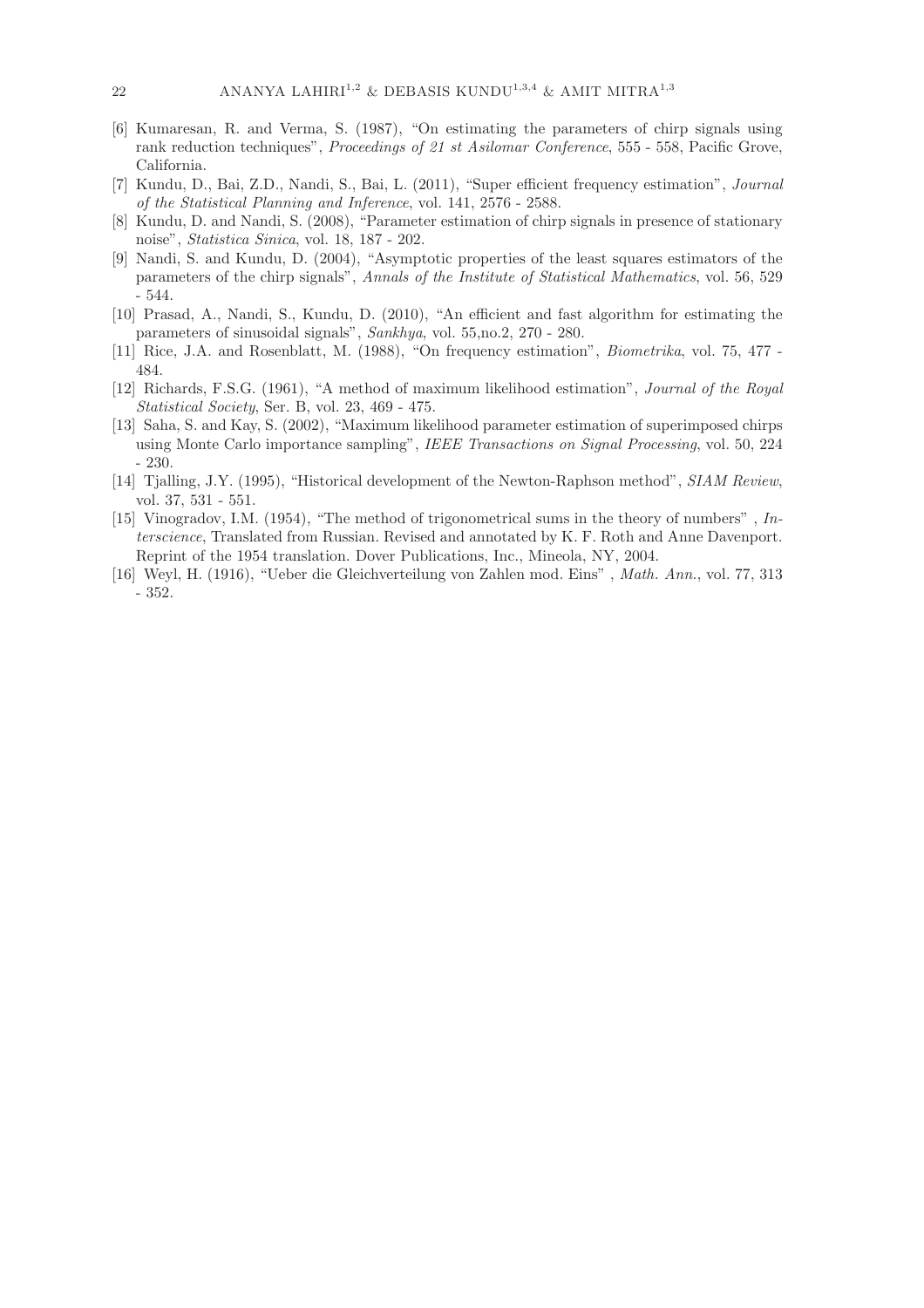[6] Kumaresan, R. and Verma, S. (1987), "On estimating the parameters of chirp signals using rank reduction techniques", *Proceedings of 21 st Asilomar Conference*, 555 - 558, Pacific Grove, California.

[7] Kundu, D., Bai, Z.D., Nandi, S., Bai, L. (2011), "Super efficient frequency estimation", *Journal of the Statistical Planning and Inference*, vol. 141, 2576 - 2588.

[8] Kundu, D. and Nandi, S. (2008), "Parameter estimation of chirp signals in presence of stationary noise", *Statistica Sinica*, vol. 18, 187 - 202.

[9] Nandi, S. and Kundu, D. (2004), "Asymptotic properties of the least squares estimators of the parameters of the chirp signals", *Annals of the Institute of Statistical Mathematics*, vol. 56, 529 - 544.

[10] Prasad, A., Nandi, S., Kundu, D. (2010), "An efficient and fast algorithm for estimating the parameters of sinusoidal signals", *Sankhya*, vol. 55,no.2, 270 - 280.

[11] Rice, J.A. and Rosenblatt, M. (1988), "On frequency estimation", *Biometrika*, vol. 75, 477 - 484.

[12] Richards, F.S.G. (1961), "A method of maximum likelihood estimation", *Journal of the Royal Statistical Society*, Ser. B, vol. 23, 469 - 475.

[13] Saha, S. and Kay, S. (2002), "Maximum likelihood parameter estimation of superimposed chirps using Monte Carlo importance sampling", *IEEE Transactions on Signal Processing*, vol. 50, 224 - 230.

[14] Tjalling, J.Y. (1995), "Historical development of the Newton-Raphson method", *SIAM Review*, vol. 37, 531 - 551.

[15] Vinogradov, I.M. (1954), "The method of trigonometrical sums in the theory of numbers" , *Interscience*, Translated from Russian. Revised and annotated by K. F. Roth and Anne Davenport. Reprint of the 1954 translation. Dover Publications, Inc., Mineola, NY, 2004.

[16] Weyl, H. (1916), "Ueber die Gleichverteilung von Zahlen mod. Eins" , *Math. Ann.*, vol. 77, 313 - 352.